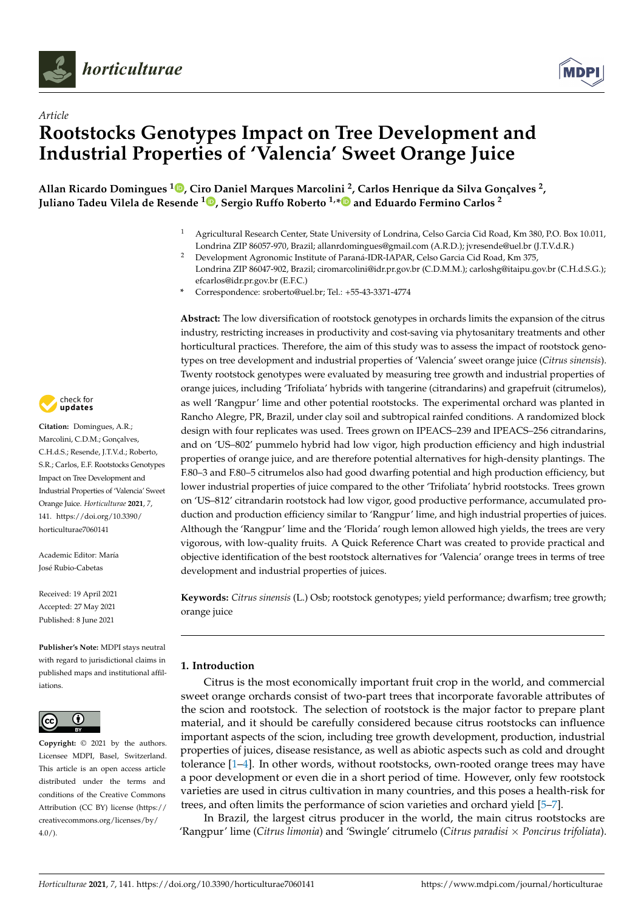*Article*

# Rootstocks Genotypes Impact on Tree Development and Industrial Properties of 'Valencia' Sweet Orange Juice

**Allan Ricardo Domingues [1], Ciro Daniel Marques Marcolini [2], Carlos Henrique da Silva Gonçalves [2], Juliano Tadeu Vilela de Resende [1], Sergio Ruffo Roberto [1,*] and Eduardo Fermino Carlos [2]**

[1] Agricultural Research Center, State University of Londrina, Celso Garcia Cid Road, Km 380, P.O. Box 10.011, Londrina ZIP 86057-970, Brazil; allanrdomingues@gmail.com (A.R.D.); jvresende@uel.br (J.T.V.d.R.)

[2] Development Agronomic Institute of Paraná-IDR-IAPAR, Celso Garcia Cid Road, Km 375, Londrina ZIP 86047-902, Brazil; ciromarcolini@idr.pr.gov.br (C.D.M.M.); carloshg@itaipu.gov.br (C.H.d.S.G.); efcarlos@idr.pr.gov.br (E.F.C.)

* Correspondence: sroberto@uel.br; Tel.: +55-43-3371-4774

**Citation:** Domingues, A.R.; Marcolini, C.D.M.; Gonçalves, C.H.d.S.; Resende, J.T.V.d.; Roberto, S.R.; Carlos, E.F. Rootstocks Genotypes Impact on Tree Development and Industrial Properties of 'Valencia' Sweet Orange Juice. *Horticulturae* **2021**, *7*, 141. https://doi.org/10.3390/horticulturae7060141

Academic Editor: María José Rubio-Cabetas

Received: 19 April 2021
Accepted: 27 May 2021
Published: 8 June 2021

**Publisher's Note:** MDPI stays neutral with regard to jurisdictional claims in published maps and institutional affiliations.

**Copyright:** © 2021 by the authors. Licensee MDPI, Basel, Switzerland. This article is an open access article distributed under the terms and conditions of the Creative Commons Attribution (CC BY) license (https://creativecommons.org/licenses/by/4.0/).

**Abstract:** The low diversification of rootstock genotypes in orchards limits the expansion of the citrus industry, restricting increases in productivity and cost-saving via phytosanitary treatments and other horticultural practices. Therefore, the aim of this study was to assess the impact of rootstock genotypes on tree development and industrial properties of 'Valencia' sweet orange juice (*Citrus sinensis*). Twenty rootstock genotypes were evaluated by measuring tree growth and industrial properties of orange juices, including 'Trifoliata' hybrids with tangerine (citrandarins) and grapefruit (citrumelos), as well 'Rangpur' lime and other potential rootstocks. The experimental orchard was planted in Rancho Alegre, PR, Brazil, under clay soil and subtropical rainfed conditions. A randomized block design with four replicates was used. Trees grown on IPEACS–239 and IPEACS–256 citrandarins, and on 'US–802' pummelo hybrid had low vigor, high production efficiency and high industrial properties of orange juice, and are therefore potential alternatives for high-density plantings. The F.80–3 and F.80–5 citrumelos also had good dwarfing potential and high production efficiency, but lower industrial properties of juice compared to the other 'Trifoliata' hybrid rootstocks. Trees grown on 'US–812' citrandarin rootstock had low vigor, good productive performance, accumulated production and production efficiency similar to 'Rangpur' lime, and high industrial properties of juices. Although the 'Rangpur' lime and the 'Florida' rough lemon allowed high yields, the trees are very vigorous, with low-quality fruits. A Quick Reference Chart was created to provide practical and objective identification of the best rootstock alternatives for 'Valencia' orange trees in terms of tree development and industrial properties of juices.

**Keywords:** *Citrus sinensis* (L.) Osb; rootstock genotypes; yield performance; dwarfism; tree growth; orange juice

## 1. Introduction

Citrus is the most economically important fruit crop in the world, and commercial sweet orange orchards consist of two-part trees that incorporate favorable attributes of the scion and rootstock. The selection of rootstock is the major factor to prepare plant material, and it should be carefully considered because citrus rootstocks can influence important aspects of the scion, including tree growth development, production, industrial properties of juices, disease resistance, as well as abiotic aspects such as cold and drought tolerance [1–4]. In other words, without rootstocks, own-rooted orange trees may have a poor development or even die in a short period of time. However, only few rootstock varieties are used in citrus cultivation in many countries, and this poses a health-risk for trees, and often limits the performance of scion varieties and orchard yield [5–7].

In Brazil, the largest citrus producer in the world, the main citrus rootstocks are 'Rangpur' lime (*Citrus limonia*) and 'Swingle' citrumelo (*Citrus paradisi* × *Poncirus trifoliata*).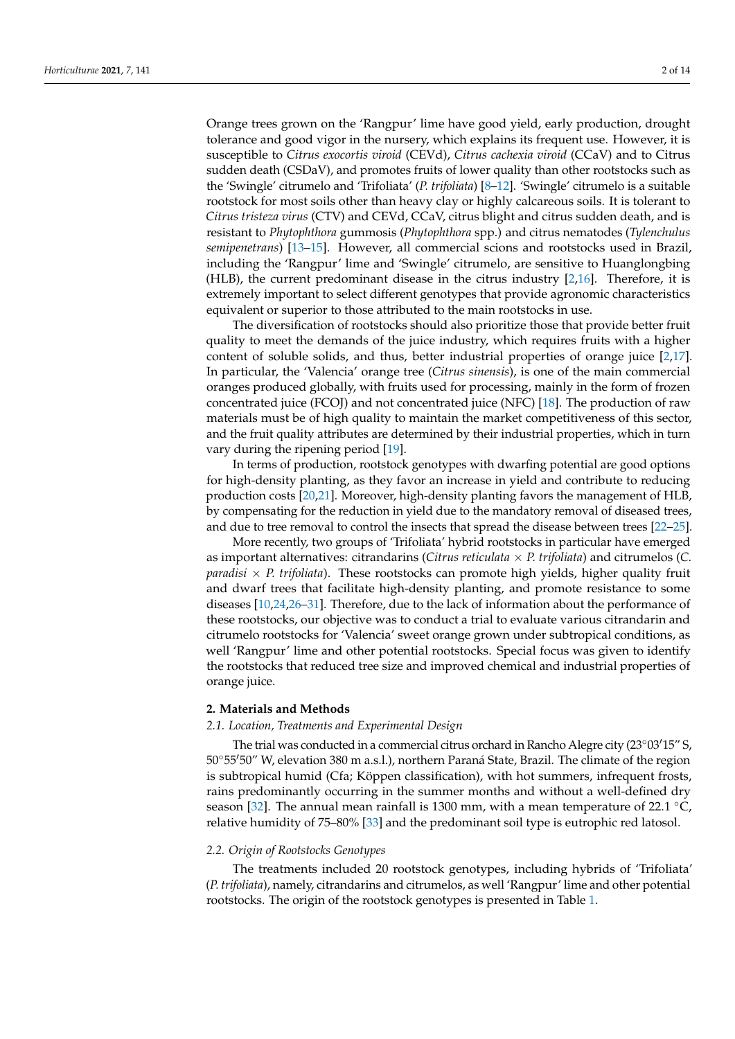Orange trees grown on the 'Rangpur' lime have good yield, early production, drought tolerance and good vigor in the nursery, which explains its frequent use. However, it is susceptible to *Citrus exocortis viroid* (CEVd), *Citrus cachexia viroid* (CCaV) and to Citrus sudden death (CSDaV), and promotes fruits of lower quality than other rootstocks such as the 'Swingle' citrumelo and 'Trifoliata' (*P. trifoliata*) [8–12]. 'Swingle' citrumelo is a suitable rootstock for most soils other than heavy clay or highly calcareous soils. It is tolerant to *Citrus tristeza virus* (CTV) and CEVd, CCaV, citrus blight and citrus sudden death, and is resistant to *Phytophthora* gummosis (*Phytophthora* spp.) and citrus nematodes (*Tylenchulus semipenetrans*) [13–15]. However, all commercial scions and rootstocks used in Brazil, including the 'Rangpur' lime and 'Swingle' citrumelo, are sensitive to Huanglongbing (HLB), the current predominant disease in the citrus industry [2,16]. Therefore, it is extremely important to select different genotypes that provide agronomic characteristics equivalent or superior to those attributed to the main rootstocks in use.

The diversification of rootstocks should also prioritize those that provide better fruit quality to meet the demands of the juice industry, which requires fruits with a higher content of soluble solids, and thus, better industrial properties of orange juice [2,17]. In particular, the 'Valencia' orange tree (*Citrus sinensis*), is one of the main commercial oranges produced globally, with fruits used for processing, mainly in the form of frozen concentrated juice (FCOJ) and not concentrated juice (NFC) [18]. The production of raw materials must be of high quality to maintain the market competitiveness of this sector, and the fruit quality attributes are determined by their industrial properties, which in turn vary during the ripening period [19].

In terms of production, rootstock genotypes with dwarfing potential are good options for high-density planting, as they favor an increase in yield and contribute to reducing production costs [20,21]. Moreover, high-density planting favors the management of HLB, by compensating for the reduction in yield due to the mandatory removal of diseased trees, and due to tree removal to control the insects that spread the disease between trees [22–25].

More recently, two groups of 'Trifoliata' hybrid rootstocks in particular have emerged as important alternatives: citrandarins (*Citrus reticulata* × *P. trifoliata*) and citrumelos (*C. paradisi* × *P. trifoliata*). These rootstocks can promote high yields, higher quality fruit and dwarf trees that facilitate high-density planting, and promote resistance to some diseases [10,24,26–31]. Therefore, due to the lack of information about the performance of these rootstocks, our objective was to conduct a trial to evaluate various citrandarin and citrumelo rootstocks for 'Valencia' sweet orange grown under subtropical conditions, as well 'Rangpur' lime and other potential rootstocks. Special focus was given to identify the rootstocks that reduced tree size and improved chemical and industrial properties of orange juice.

## 2. Materials and Methods

### *2.1. Location, Treatments and Experimental Design*

The trial was conducted in a commercial citrus orchard in Rancho Alegre city (23°03′15″ S, 50°55′50″ W, elevation 380 m a.s.l.), northern Paraná State, Brazil. The climate of the region is subtropical humid (Cfa; Köppen classification), with hot summers, infrequent frosts, rains predominantly occurring in the summer months and without a well-defined dry season [32]. The annual mean rainfall is 1300 mm, with a mean temperature of 22.1 °C, relative humidity of 75–80% [33] and the predominant soil type is eutrophic red latosol.

### *2.2. Origin of Rootstocks Genotypes*

The treatments included 20 rootstock genotypes, including hybrids of 'Trifoliata' (*P. trifoliata*), namely, citrandarins and citrumelos, as well 'Rangpur' lime and other potential rootstocks. The origin of the rootstock genotypes is presented in Table 1.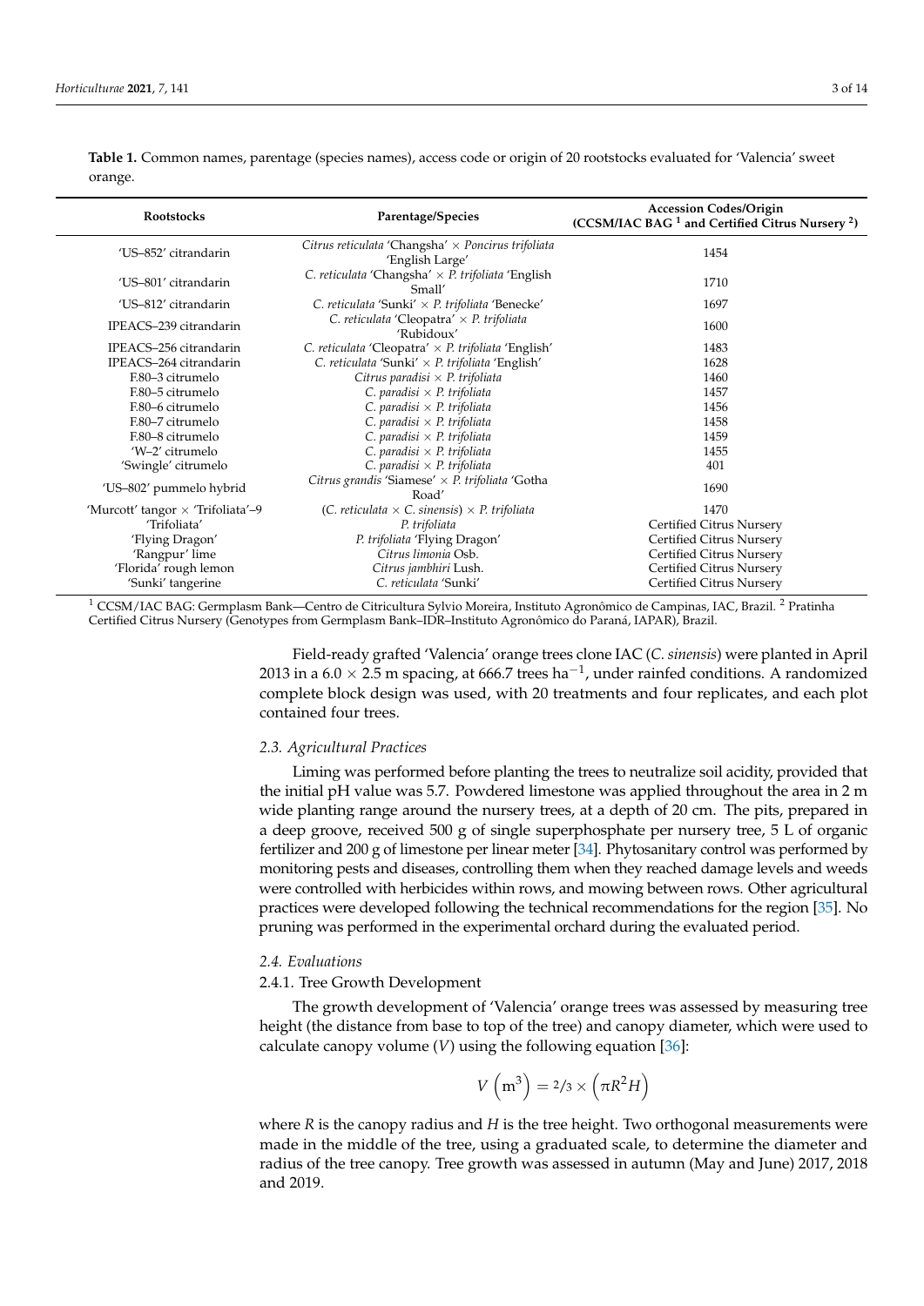**Table 1.** Common names, parentage (species names), access code or origin of 20 rootstocks evaluated for 'Valencia' sweet orange.

| Rootstocks | Parentage/Species | Accession Codes/Origin (CCSM/IAC BAG [1] and Certified Citrus Nursery [2]) |
|---|---|---|
| 'US–852' citrandarin | *Citrus reticulata* 'Changsha' × *Poncirus trifoliata* 'English Large' | 1454 |
| 'US–801' citrandarin | *C. reticulata* 'Changsha' × *P. trifoliata* 'English Small' | 1710 |
| 'US–812' citrandarin | *C. reticulata* 'Sunki' × *P. trifoliata* 'Benecke' | 1697 |
| IPEACS–239 citrandarin | *C. reticulata* 'Cleopatra' × *P. trifoliata* 'Rubidoux' | 1600 |
| IPEACS–256 citrandarin | *C. reticulata* 'Cleopatra' × *P. trifoliata* 'English' | 1483 |
| IPEACS–264 citrandarin | *C. reticulata* 'Sunki' × *P. trifoliata* 'English' | 1628 |
| F.80–3 citrumelo | *Citrus paradisi* × *P. trifoliata* | 1460 |
| F.80–5 citrumelo | *C. paradisi* × *P. trifoliata* | 1457 |
| F.80–6 citrumelo | *C. paradisi* × *P. trifoliata* | 1456 |
| F.80–7 citrumelo | *C. paradisi* × *P. trifoliata* | 1458 |
| F.80–8 citrumelo | *C. paradisi* × *P. trifoliata* | 1459 |
| 'W–2' citrumelo | *C. paradisi* × *P. trifoliata* | 1455 |
| 'Swingle' citrumelo | *C. paradisi* × *P. trifoliata* | 401 |
| 'US–802' pummelo hybrid | *Citrus grandis* 'Siamese' × *P. trifoliata* 'Gotha Road' | 1690 |
| 'Murcott' tangor × 'Trifoliata'–9 | (*C. reticulata* × *C. sinensis*) × *P. trifoliata* | 1470 |
| 'Trifoliata' | *P. trifoliata* | Certified Citrus Nursery |
| 'Flying Dragon' | *P. trifoliata* 'Flying Dragon' | Certified Citrus Nursery |
| 'Rangpur' lime | *Citrus limonia* Osb. | Certified Citrus Nursery |
| 'Florida' rough lemon | *Citrus jambhiri* Lush. | Certified Citrus Nursery |
| 'Sunki' tangerine | *C. reticulata* 'Sunki' | Certified Citrus Nursery |

[1] CCSM/IAC BAG: Germplasm Bank—Centro de Citricultura Sylvio Moreira, Instituto Agronômico de Campinas, IAC, Brazil. [2] Pratinha Certified Citrus Nursery (Genotypes from Germplasm Bank–IDR–Instituto Agronômico do Paraná, IAPAR), Brazil.

Field-ready grafted 'Valencia' orange trees clone IAC (*C. sinensis*) were planted in April 2013 in a $6.0 \times 2.5$ m spacing, at 666.7 trees $ha^{-1}$, under rainfed conditions. A randomized complete block design was used, with 20 treatments and four replicates, and each plot contained four trees.

### 2.3. Agricultural Practices

Liming was performed before planting the trees to neutralize soil acidity, provided that the initial pH value was 5.7. Powdered limestone was applied throughout the area in 2 m wide planting range around the nursery trees, at a depth of 20 cm. The pits, prepared in a deep groove, received 500 g of single superphosphate per nursery tree, 5 L of organic fertilizer and 200 g of limestone per linear meter [34]. Phytosanitary control was performed by monitoring pests and diseases, controlling them when they reached damage levels and weeds were controlled with herbicides within rows, and mowing between rows. Other agricultural practices were developed following the technical recommendations for the region [35]. No pruning was performed in the experimental orchard during the evaluated period.

### 2.4. Evaluations

#### 2.4.1. Tree Growth Development

The growth development of 'Valencia' orange trees was assessed by measuring tree height (the distance from base to top of the tree) and canopy diameter, which were used to calculate canopy volume ($V$) using the following equation [36]:

$$V\left(\mathrm{m}^3\right) = 2/3 \times \left(\pi R^2 H\right)$$

where $R$ is the canopy radius and $H$ is the tree height. Two orthogonal measurements were made in the middle of the tree, using a graduated scale, to determine the diameter and radius of the tree canopy. Tree growth was assessed in autumn (May and June) 2017, 2018 and 2019.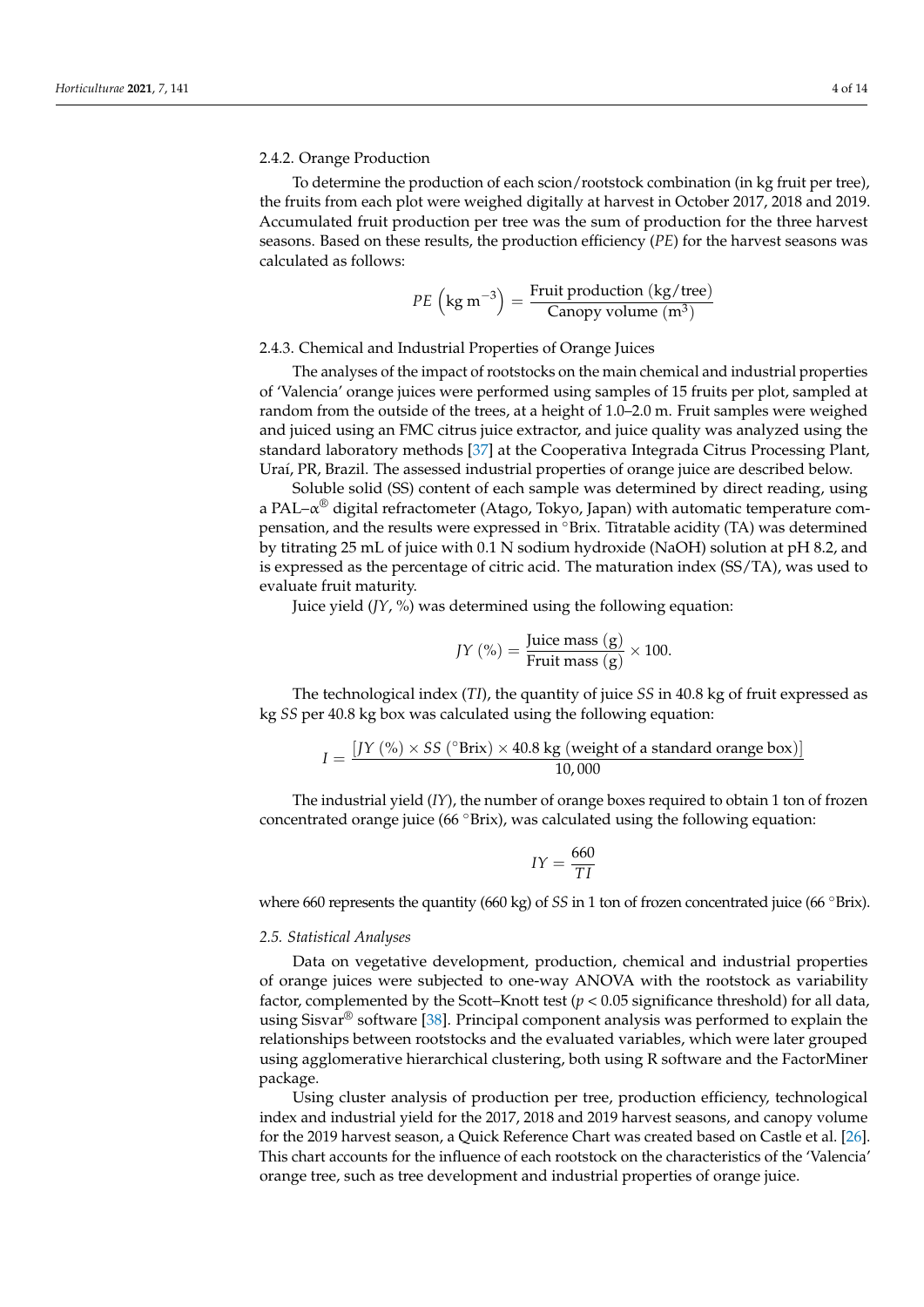#### 2.4.2. Orange Production

To determine the production of each scion/rootstock combination (in kg fruit per tree), the fruits from each plot were weighed digitally at harvest in October 2017, 2018 and 2019. Accumulated fruit production per tree was the sum of production for the three harvest seasons. Based on these results, the production efficiency (*PE*) for the harvest seasons was calculated as follows:

$$PE\left(\text{kg m}^{-3}\right) = \frac{\text{Fruit production (kg/tree)}}{\text{Canopy volume (m}^3\text{)}}$$

#### 2.4.3. Chemical and Industrial Properties of Orange Juices

The analyses of the impact of rootstocks on the main chemical and industrial properties of 'Valencia' orange juices were performed using samples of 15 fruits per plot, sampled at random from the outside of the trees, at a height of 1.0–2.0 m. Fruit samples were weighed and juiced using an FMC citrus juice extractor, and juice quality was analyzed using the standard laboratory methods [37] at the Cooperativa Integrada Citrus Processing Plant, Uraí, PR, Brazil. The assessed industrial properties of orange juice are described below.

Soluble solid (SS) content of each sample was determined by direct reading, using a PAL–α® digital refractometer (Atago, Tokyo, Japan) with automatic temperature compensation, and the results were expressed in °Brix. Titratable acidity (TA) was determined by titrating 25 mL of juice with 0.1 N sodium hydroxide (NaOH) solution at pH 8.2, and is expressed as the percentage of citric acid. The maturation index (SS/TA), was used to evaluate fruit maturity.

Juice yield (*JY*, %) was determined using the following equation:

$$JY\ (\%) = \frac{\text{Juice mass (g)}}{\text{Fruit mass (g)}} \times 100.$$

The technological index (*TI*), the quantity of juice *SS* in 40.8 kg of fruit expressed as kg *SS* per 40.8 kg box was calculated using the following equation:

$$I = \frac{[JY\ (\%) \times SS\ (^\circ\text{Brix}) \times 40.8\ \text{kg (weight of a standard orange box)}]}{10,000}$$

The industrial yield (*IY*), the number of orange boxes required to obtain 1 ton of frozen concentrated orange juice (66 °Brix), was calculated using the following equation:

$$IY = \frac{660}{TI}$$

where 660 represents the quantity (660 kg) of *SS* in 1 ton of frozen concentrated juice (66 °Brix).

### *2.5. Statistical Analyses*

Data on vegetative development, production, chemical and industrial properties of orange juices were subjected to one-way ANOVA with the rootstock as variability factor, complemented by the Scott–Knott test ($p < 0.05$ significance threshold) for all data, using Sisvar® software [38]. Principal component analysis was performed to explain the relationships between rootstocks and the evaluated variables, which were later grouped using agglomerative hierarchical clustering, both using R software and the FactorMiner package.

Using cluster analysis of production per tree, production efficiency, technological index and industrial yield for the 2017, 2018 and 2019 harvest seasons, and canopy volume for the 2019 harvest season, a Quick Reference Chart was created based on Castle et al. [26]. This chart accounts for the influence of each rootstock on the characteristics of the 'Valencia' orange tree, such as tree development and industrial properties of orange juice.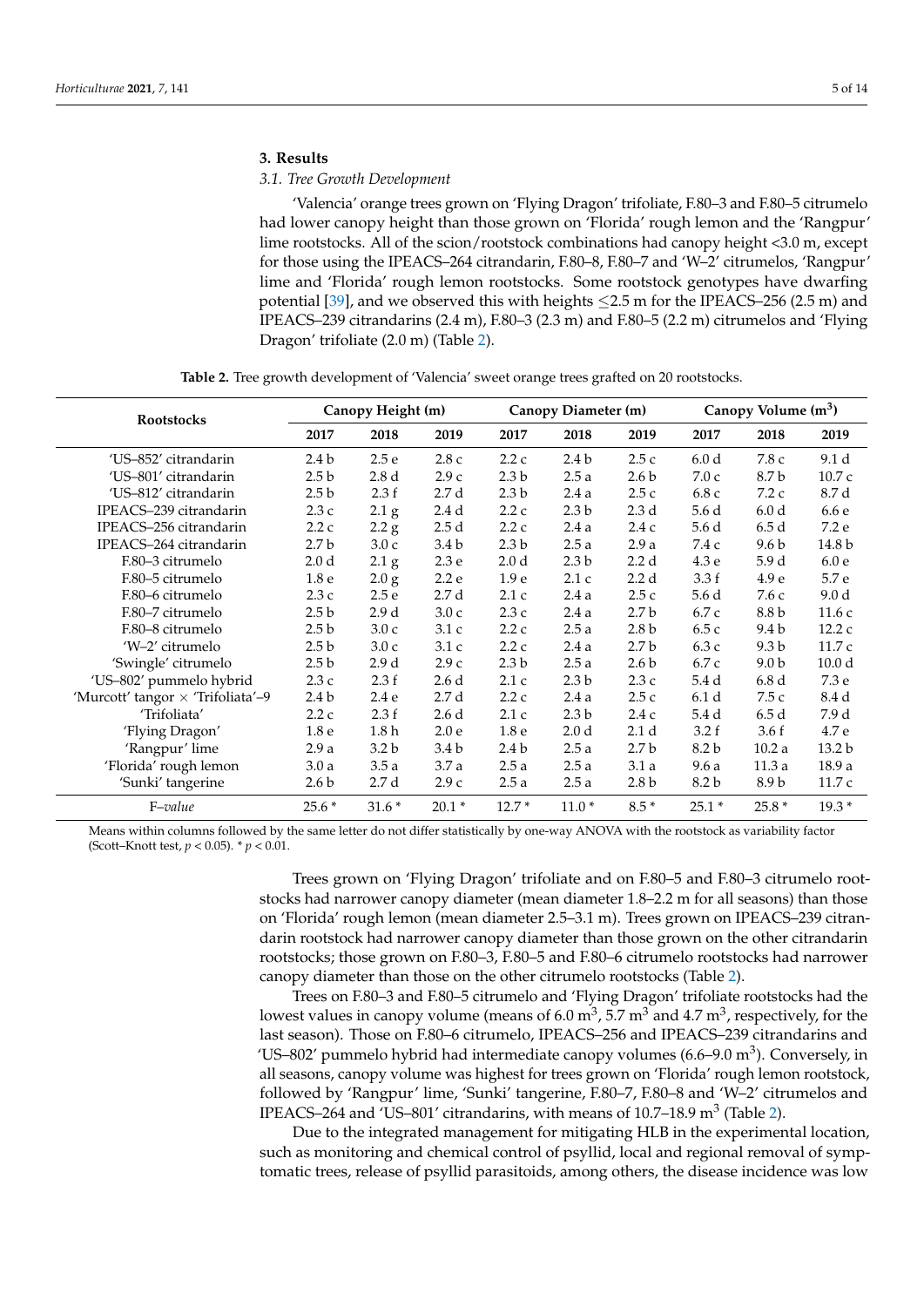## 3. Results

### 3.1. Tree Growth Development

'Valencia' orange trees grown on 'Flying Dragon' trifoliate, F.80–3 and F.80–5 citrumelo had lower canopy height than those grown on 'Florida' rough lemon and the 'Rangpur' lime rootstocks. All of the scion/rootstock combinations had canopy height <3.0 m, except for those using the IPEACS–264 citrandarin, F.80–8, F.80–7 and 'W–2' citrumelos, 'Rangpur' lime and 'Florida' rough lemon rootstocks. Some rootstock genotypes have dwarfing potential [39], and we observed this with heights ≤2.5 m for the IPEACS–256 (2.5 m) and IPEACS–239 citrandarins (2.4 m), F.80–3 (2.3 m) and F.80–5 (2.2 m) citrumelos and 'Flying Dragon' trifoliate (2.0 m) (Table 2).

**Table 2.** Tree growth development of 'Valencia' sweet orange trees grafted on 20 rootstocks.

| Rootstocks | Canopy Height (m) | | | Canopy Diameter (m) | | | Canopy Volume ($m^3$) | | |
|---|---|---|---|---|---|---|---|---|---|
| | 2017 | 2018 | 2019 | 2017 | 2018 | 2019 | 2017 | 2018 | 2019 |
| 'US–852' citrandarin | 2.4 b | 2.5 e | 2.8 c | 2.2 c | 2.4 b | 2.5 c | 6.0 d | 7.8 c | 9.1 d |
| 'US–801' citrandarin | 2.5 b | 2.8 d | 2.9 c | 2.3 b | 2.5 a | 2.6 b | 7.0 c | 8.7 b | 10.7 c |
| 'US–812' citrandarin | 2.5 b | 2.3 f | 2.7 d | 2.3 b | 2.4 a | 2.5 c | 6.8 c | 7.2 c | 8.7 d |
| IPEACS–239 citrandarin | 2.3 c | 2.1 g | 2.4 d | 2.2 c | 2.3 b | 2.3 d | 5.6 d | 6.0 d | 6.6 e |
| IPEACS–256 citrandarin | 2.2 c | 2.2 g | 2.5 d | 2.2 c | 2.4 a | 2.4 c | 5.6 d | 6.5 d | 7.2 e |
| IPEACS–264 citrandarin | 2.7 b | 3.0 c | 3.4 b | 2.3 b | 2.5 a | 2.9 a | 7.4 c | 9.6 b | 14.8 b |
| F.80–3 citrumelo | 2.0 d | 2.1 g | 2.3 e | 2.0 d | 2.3 b | 2.2 d | 4.3 e | 5.9 d | 6.0 e |
| F.80–5 citrumelo | 1.8 e | 2.0 g | 2.2 e | 1.9 e | 2.1 c | 2.2 d | 3.3 f | 4.9 e | 5.7 e |
| F.80–6 citrumelo | 2.3 c | 2.5 e | 2.7 d | 2.1 c | 2.4 a | 2.5 c | 5.6 d | 7.6 c | 9.0 d |
| F.80–7 citrumelo | 2.5 b | 2.9 d | 3.0 c | 2.3 c | 2.4 a | 2.7 b | 6.7 c | 8.8 b | 11.6 c |
| F.80–8 citrumelo | 2.5 b | 3.0 c | 3.1 c | 2.2 c | 2.5 a | 2.8 b | 6.5 c | 9.4 b | 12.2 c |
| 'W–2' citrumelo | 2.5 b | 3.0 c | 3.1 c | 2.2 c | 2.4 a | 2.7 b | 6.3 c | 9.3 b | 11.7 c |
| 'Swingle' citrumelo | 2.5 b | 2.9 d | 2.9 c | 2.3 b | 2.5 a | 2.6 b | 6.7 c | 9.0 b | 10.0 d |
| 'US–802' pummelo hybrid | 2.3 c | 2.3 f | 2.6 d | 2.1 c | 2.3 b | 2.3 c | 5.4 d | 6.8 d | 7.3 e |
| 'Murcott' tangor × 'Trifoliata'–9 | 2.4 b | 2.4 e | 2.7 d | 2.2 c | 2.4 a | 2.5 c | 6.1 d | 7.5 c | 8.4 d |
| 'Trifoliata' | 2.2 c | 2.3 f | 2.6 d | 2.1 c | 2.3 b | 2.4 c | 5.4 d | 6.5 d | 7.9 d |
| 'Flying Dragon' | 1.8 e | 1.8 h | 2.0 e | 1.8 e | 2.0 d | 2.1 d | 3.2 f | 3.6 f | 4.7 e |
| 'Rangpur' lime | 2.9 a | 3.2 b | 3.4 b | 2.4 b | 2.5 a | 2.7 b | 8.2 b | 10.2 a | 13.2 b |
| 'Florida' rough lemon | 3.0 a | 3.5 a | 3.7 a | 2.5 a | 2.5 a | 3.1 a | 9.6 a | 11.3 a | 18.9 a |
| 'Sunki' tangerine | 2.6 b | 2.7 d | 2.9 c | 2.5 a | 2.5 a | 2.8 b | 8.2 b | 8.9 b | 11.7 c |
| *F–value* | 25.6 * | 31.6 * | 20.1 * | 12.7 * | 11.0 * | 8.5 * | 25.1 * | 25.8 * | 19.3 * |

Means within columns followed by the same letter do not differ statistically by one-way ANOVA with the rootstock as variability factor (Scott–Knott test, $p < 0.05$). * $p < 0.01$.

Trees grown on 'Flying Dragon' trifoliate and on F.80–5 and F.80–3 citrumelo rootstocks had narrower canopy diameter (mean diameter 1.8–2.2 m for all seasons) than those on 'Florida' rough lemon (mean diameter 2.5–3.1 m). Trees grown on IPEACS–239 citrandarin rootstock had narrower canopy diameter than those grown on the other citrandarin rootstocks; those grown on F.80–3, F.80–5 and F.80–6 citrumelo rootstocks had narrower canopy diameter than those on the other citrumelo rootstocks (Table 2).

Trees on F.80–3 and F.80–5 citrumelo and 'Flying Dragon' trifoliate rootstocks had the lowest values in canopy volume (means of 6.0 $m^3$, 5.7 $m^3$ and 4.7 $m^3$, respectively, for the last season). Those on F.80–6 citrumelo, IPEACS–256 and IPEACS–239 citrandarins and 'US–802' pummelo hybrid had intermediate canopy volumes (6.6–9.0 $m^3$). Conversely, in all seasons, canopy volume was highest for trees grown on 'Florida' rough lemon rootstock, followed by 'Rangpur' lime, 'Sunki' tangerine, F.80–7, F.80–8 and 'W–2' citrumelos and IPEACS–264 and 'US–801' citrandarins, with means of 10.7–18.9 $m^3$ (Table 2).

Due to the integrated management for mitigating HLB in the experimental location, such as monitoring and chemical control of psyllid, local and regional removal of symptomatic trees, release of psyllid parasitoids, among others, the disease incidence was low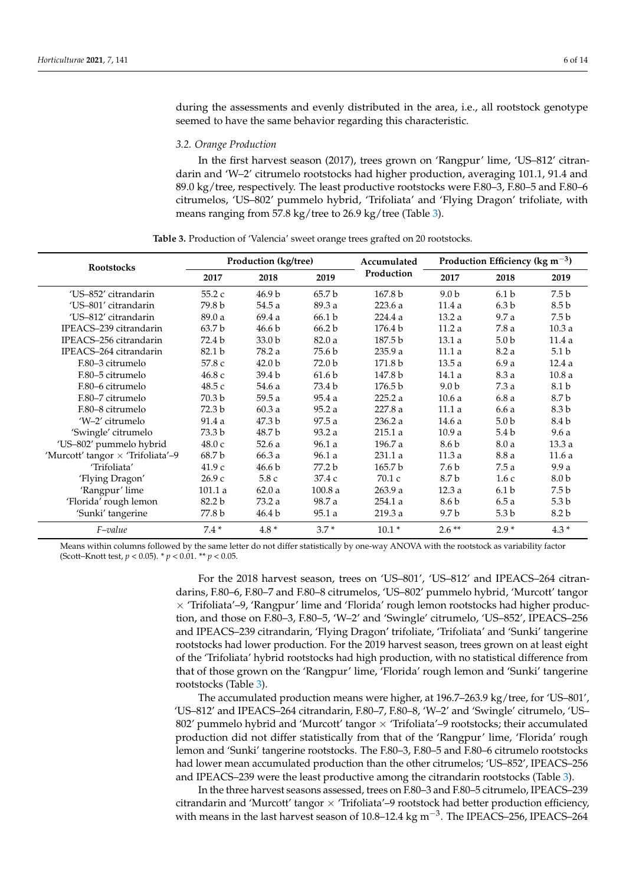during the assessments and evenly distributed in the area, i.e., all rootstock genotype seemed to have the same behavior regarding this characteristic.

### 3.2. Orange Production

In the first harvest season (2017), trees grown on 'Rangpur' lime, 'US–812' citrandarin and 'W–2' citrumelo rootstocks had higher production, averaging 101.1, 91.4 and 89.0 kg/tree, respectively. The least productive rootstocks were F.80–3, F.80–5 and F.80–6 citrumelos, 'US–802' pummelo hybrid, 'Trifoliata' and 'Flying Dragon' trifoliate, with means ranging from 57.8 kg/tree to 26.9 kg/tree (Table 3).

**Table 3.** Production of 'Valencia' sweet orange trees grafted on 20 rootstocks.

| Rootstocks | Production (kg/tree) | | | Accumulated Production | Production Efficiency (kg $m^{-3}$) | | |
|---|---|---|---|---|---|---|---|
| | 2017 | 2018 | 2019 | | 2017 | 2018 | 2019 |
| 'US–852' citrandarin | 55.2 c | 46.9 b | 65.7 b | 167.8 b | 9.0 b | 6.1 b | 7.5 b |
| 'US–801' citrandarin | 79.8 b | 54.5 a | 89.3 a | 223.6 a | 11.4 a | 6.3 b | 8.5 b |
| 'US–812' citrandarin | 89.0 a | 69.4 a | 66.1 b | 224.4 a | 13.2 a | 9.7 a | 7.5 b |
| IPEACS–239 citrandarin | 63.7 b | 46.6 b | 66.2 b | 176.4 b | 11.2 a | 7.8 a | 10.3 a |
| IPEACS–256 citrandarin | 72.4 b | 33.0 b | 82.0 a | 187.5 b | 13.1 a | 5.0 b | 11.4 a |
| IPEACS–264 citrandarin | 82.1 b | 78.2 a | 75.6 b | 235.9 a | 11.1 a | 8.2 a | 5.1 b |
| F.80–3 citrumelo | 57.8 c | 42.0 b | 72.0 b | 171.8 b | 13.5 a | 6.9 a | 12.4 a |
| F.80–5 citrumelo | 46.8 c | 39.4 b | 61.6 b | 147.8 b | 14.1 a | 8.3 a | 10.8 a |
| F.80–6 citrumelo | 48.5 c | 54.6 a | 73.4 b | 176.5 b | 9.0 b | 7.3 a | 8.1 b |
| F.80–7 citrumelo | 70.3 b | 59.5 a | 95.4 a | 225.2 a | 10.6 a | 6.8 a | 8.7 b |
| F.80–8 citrumelo | 72.3 b | 60.3 a | 95.2 a | 227.8 a | 11.1 a | 6.6 a | 8.3 b |
| 'W–2' citrumelo | 91.4 a | 47.3 b | 97.5 a | 236.2 a | 14.6 a | 5.0 b | 8.4 b |
| 'Swingle' citrumelo | 73.3 b | 48.7 b | 93.2 a | 215.1 a | 10.9 a | 5.4 b | 9.6 a |
| 'US–802' pummelo hybrid | 48.0 c | 52.6 a | 96.1 a | 196.7 a | 8.6 b | 8.0 a | 13.3 a |
| 'Murcott' tangor × 'Trifoliata'–9 | 68.7 b | 66.3 a | 96.1 a | 231.1 a | 11.3 a | 8.8 a | 11.6 a |
| 'Trifoliata' | 41.9 c | 46.6 b | 77.2 b | 165.7 b | 7.6 b | 7.5 a | 9.9 a |
| 'Flying Dragon' | 26.9 c | 5.8 c | 37.4 c | 70.1 c | 8.7 b | 1.6 c | 8.0 b |
| 'Rangpur' lime | 101.1 a | 62.0 a | 100.8 a | 263.9 a | 12.3 a | 6.1 b | 7.5 b |
| 'Florida' rough lemon | 82.2 b | 73.2 a | 98.7 a | 254.1 a | 8.6 b | 6.5 a | 5.3 b |
| 'Sunki' tangerine | 77.8 b | 46.4 b | 95.1 a | 219.3 a | 9.7 b | 5.3 b | 8.2 b |
| *F–value* | 7.4 * | 4.8 * | 3.7 * | 10.1 * | 2.6 ** | 2.9 * | 4.3 * |

Means within columns followed by the same letter do not differ statistically by one-way ANOVA with the rootstock as variability factor (Scott–Knott test, $p < 0.05$). * $p < 0.01$. ** $p < 0.05$.

For the 2018 harvest season, trees on 'US–801', 'US–812' and IPEACS–264 citrandarins, F.80–6, F.80–7 and F.80–8 citrumelos, 'US–802' pummelo hybrid, 'Murcott' tangor × 'Trifoliata'–9, 'Rangpur' lime and 'Florida' rough lemon rootstocks had higher production, and those on F.80–3, F.80–5, 'W–2' and 'Swingle' citrumelo, 'US–852', IPEACS–256 and IPEACS–239 citrandarin, 'Flying Dragon' trifoliate, 'Trifoliata' and 'Sunki' tangerine rootstocks had lower production. For the 2019 harvest season, trees grown on at least eight of the 'Trifoliata' hybrid rootstocks had high production, with no statistical difference from that of those grown on the 'Rangpur' lime, 'Florida' rough lemon and 'Sunki' tangerine rootstocks (Table 3).

The accumulated production means were higher, at 196.7–263.9 kg/tree, for 'US–801', 'US–812' and IPEACS–264 citrandarin, F.80–7, F.80–8, 'W–2' and 'Swingle' citrumelo, 'US–802' pummelo hybrid and 'Murcott' tangor × 'Trifoliata'–9 rootstocks; their accumulated production did not differ statistically from that of the 'Rangpur' lime, 'Florida' rough lemon and 'Sunki' tangerine rootstocks. The F.80–3, F.80–5 and F.80–6 citrumelo rootstocks had lower mean accumulated production than the other citrumelos; 'US–852', IPEACS–256 and IPEACS–239 were the least productive among the citrandarin rootstocks (Table 3).

In the three harvest seasons assessed, trees on F.80–3 and F.80–5 citrumelo, IPEACS–239 citrandarin and 'Murcott' tangor × 'Trifoliata'–9 rootstock had better production efficiency, with means in the last harvest season of 10.8–12.4 kg $m^{-3}$. The IPEACS–256, IPEACS–264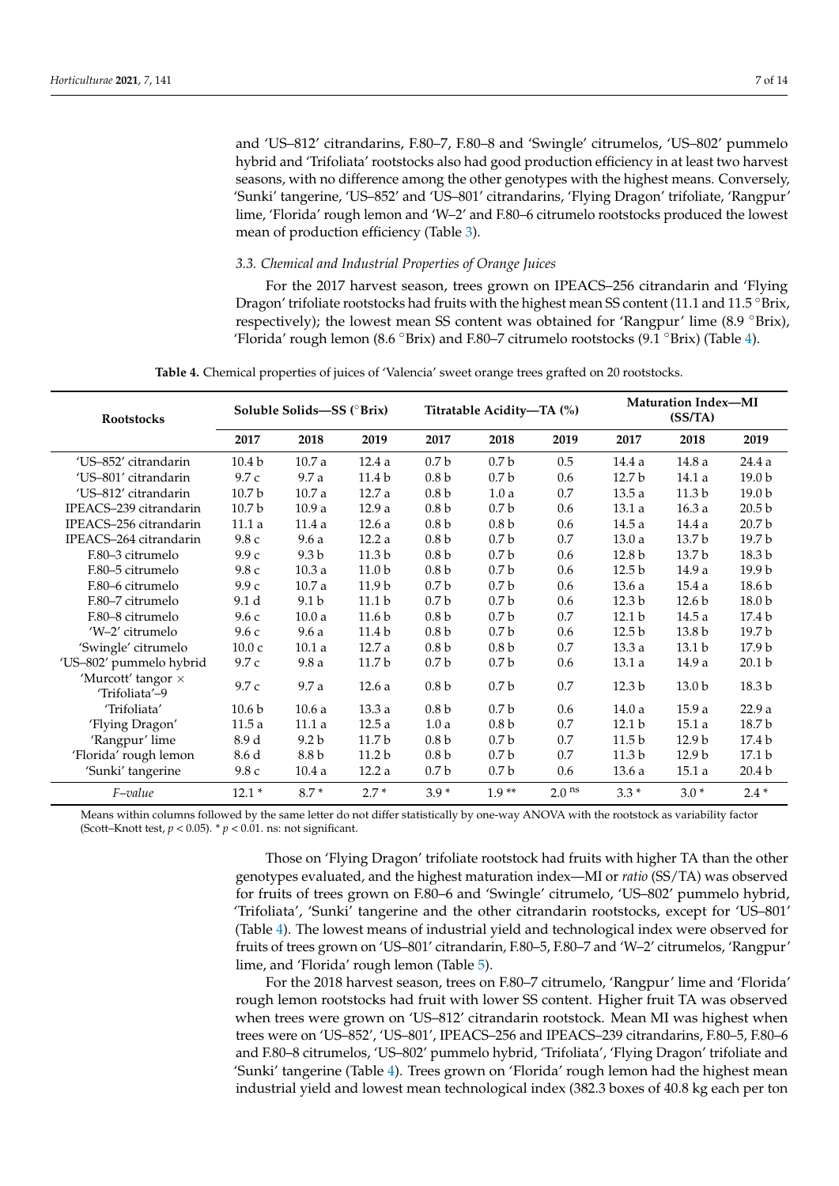and 'US–812' citrandarins, F.80–7, F.80–8 and 'Swingle' citrumelos, 'US–802' pummelo hybrid and 'Trifoliata' rootstocks also had good production efficiency in at least two harvest seasons, with no difference among the other genotypes with the highest means. Conversely, 'Sunki' tangerine, 'US–852' and 'US–801' citrandarins, 'Flying Dragon' trifoliate, 'Rangpur' lime, 'Florida' rough lemon and 'W–2' and F.80–6 citrumelo rootstocks produced the lowest mean of production efficiency (Table 3).

### 3.3. Chemical and Industrial Properties of Orange Juices

For the 2017 harvest season, trees grown on IPEACS–256 citrandarin and 'Flying Dragon' trifoliate rootstocks had fruits with the highest mean SS content (11.1 and 11.5 °Brix, respectively); the lowest mean SS content was obtained for 'Rangpur' lime (8.9 °Brix), 'Florida' rough lemon (8.6 °Brix) and F.80–7 citrumelo rootstocks (9.1 °Brix) (Table 4).

**Table 4.** Chemical properties of juices of 'Valencia' sweet orange trees grafted on 20 rootstocks.

| Rootstocks | Soluble Solids—SS (°Brix) | | | Titratable Acidity—TA (%) | | | Maturation Index—MI (SS/TA) | | |
|---|---|---|---|---|---|---|---|---|---|
| | 2017 | 2018 | 2019 | 2017 | 2018 | 2019 | 2017 | 2018 | 2019 |
| 'US–852' citrandarin | 10.4 b | 10.7 a | 12.4 a | 0.7 b | 0.7 b | 0.5 | 14.4 a | 14.8 a | 24.4 a |
| 'US–801' citrandarin | 9.7 c | 9.7 a | 11.4 b | 0.8 b | 0.7 b | 0.6 | 12.7 b | 14.1 a | 19.0 b |
| 'US–812' citrandarin | 10.7 b | 10.7 a | 12.7 a | 0.8 b | 1.0 a | 0.7 | 13.5 a | 11.3 b | 19.0 b |
| IPEACS–239 citrandarin | 10.7 b | 10.9 a | 12.9 a | 0.8 b | 0.7 b | 0.6 | 13.1 a | 16.3 a | 20.5 b |
| IPEACS–256 citrandarin | 11.1 a | 11.4 a | 12.6 a | 0.8 b | 0.8 b | 0.6 | 14.5 a | 14.4 a | 20.7 b |
| IPEACS–264 citrandarin | 9.8 c | 9.6 a | 12.2 a | 0.8 b | 0.7 b | 0.7 | 13.0 a | 13.7 b | 19.7 b |
| F.80–3 citrumelo | 9.9 c | 9.3 b | 11.3 b | 0.8 b | 0.7 b | 0.6 | 12.8 b | 13.7 b | 18.3 b |
| F.80–5 citrumelo | 9.8 c | 10.3 a | 11.0 b | 0.8 b | 0.7 b | 0.6 | 12.5 b | 14.9 a | 19.9 b |
| F.80–6 citrumelo | 9.9 c | 10.7 a | 11.9 b | 0.7 b | 0.7 b | 0.6 | 13.6 a | 15.4 a | 18.6 b |
| F.80–7 citrumelo | 9.1 d | 9.1 b | 11.1 b | 0.7 b | 0.7 b | 0.6 | 12.3 b | 12.6 b | 18.0 b |
| F.80–8 citrumelo | 9.6 c | 10.0 a | 11.6 b | 0.8 b | 0.7 b | 0.7 | 12.1 b | 14.5 a | 17.4 b |
| 'W–2' citrumelo | 9.6 c | 9.6 a | 11.4 b | 0.8 b | 0.7 b | 0.6 | 12.5 b | 13.8 b | 19.7 b |
| 'Swingle' citrumelo | 10.0 c | 10.1 a | 12.7 a | 0.8 b | 0.8 b | 0.7 | 13.3 a | 13.1 b | 17.9 b |
| 'US–802' pummelo hybrid | 9.7 c | 9.8 a | 11.7 b | 0.7 b | 0.7 b | 0.6 | 13.1 a | 14.9 a | 20.1 b |
| 'Murcott' tangor × 'Trifoliata'–9 | 9.7 c | 9.7 a | 12.6 a | 0.8 b | 0.7 b | 0.7 | 12.3 b | 13.0 b | 18.3 b |
| 'Trifoliata' | 10.6 b | 10.6 a | 13.3 a | 0.8 b | 0.7 b | 0.6 | 14.0 a | 15.9 a | 22.9 a |
| 'Flying Dragon' | 11.5 a | 11.1 a | 12.5 a | 1.0 a | 0.8 b | 0.7 | 12.1 b | 15.1 a | 18.7 b |
| 'Rangpur' lime | 8.9 d | 9.2 b | 11.7 b | 0.8 b | 0.7 b | 0.7 | 11.5 b | 12.9 b | 17.4 b |
| 'Florida' rough lemon | 8.6 d | 8.8 b | 11.2 b | 0.8 b | 0.7 b | 0.7 | 11.3 b | 12.9 b | 17.1 b |
| 'Sunki' tangerine | 9.8 c | 10.4 a | 12.2 a | 0.7 b | 0.7 b | 0.6 | 13.6 a | 15.1 a | 20.4 b |
| *F–value* | 12.1 * | 8.7 * | 2.7 * | 3.9 * | 1.9 ** | 2.0 ns | 3.3 * | 3.0 * | 2.4 * |

Means within columns followed by the same letter do not differ statistically by one-way ANOVA with the rootstock as variability factor (Scott–Knott test, $p < 0.05$). * $p < 0.01$. ns: not significant.

Those on 'Flying Dragon' trifoliate rootstock had fruits with higher TA than the other genotypes evaluated, and the highest maturation index—MI or *ratio* (SS/TA) was observed for fruits of trees grown on F.80–6 and 'Swingle' citrumelo, 'US–802' pummelo hybrid, 'Trifoliata', 'Sunki' tangerine and the other citrandarin rootstocks, except for 'US–801' (Table 4). The lowest means of industrial yield and technological index were observed for fruits of trees grown on 'US–801' citrandarin, F.80–5, F.80–7 and 'W–2' citrumelos, 'Rangpur' lime, and 'Florida' rough lemon (Table 5).

For the 2018 harvest season, trees on F.80–7 citrumelo, 'Rangpur' lime and 'Florida' rough lemon rootstocks had fruit with lower SS content. Higher fruit TA was observed when trees were grown on 'US–812' citrandarin rootstock. Mean MI was highest when trees were on 'US–852', 'US–801', IPEACS–256 and IPEACS–239 citrandarins, F.80–5, F.80–6 and F.80–8 citrumelos, 'US–802' pummelo hybrid, 'Trifoliata', 'Flying Dragon' trifoliate and 'Sunki' tangerine (Table 4). Trees grown on 'Florida' rough lemon had the highest mean industrial yield and lowest mean technological index (382.3 boxes of 40.8 kg each per ton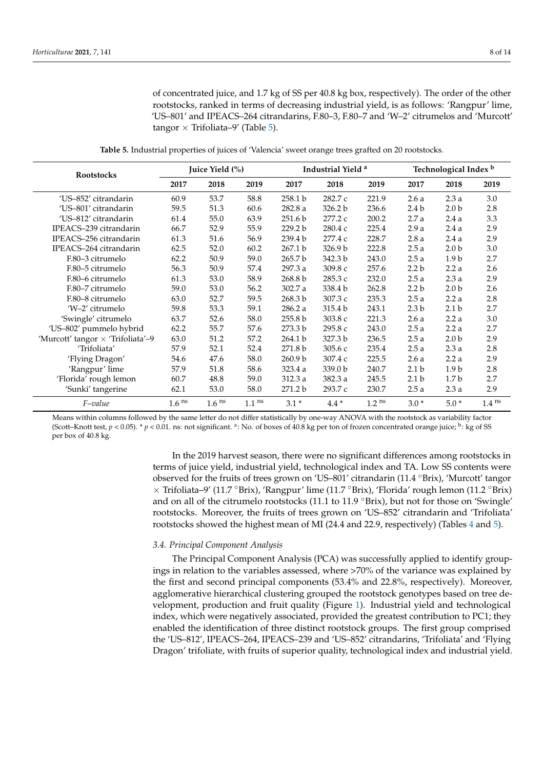of concentrated juice, and 1.7 kg of SS per 40.8 kg box, respectively). The order of the other rootstocks, ranked in terms of decreasing industrial yield, is as follows: 'Rangpur' lime, 'US–801' and IPEACS–264 citrandarins, F.80–3, F.80–7 and 'W–2' citrumelos and 'Murcott' tangor × Trifoliata–9' (Table 5).

**Table 5.** Industrial properties of juices of 'Valencia' sweet orange trees grafted on 20 rootstocks.

| Rootstocks | Juice Yield (%) | | | Industrial Yield [a] | | | Technological Index [b] | | |
|---|---|---|---|---|---|---|---|---|---|
| | 2017 | 2018 | 2019 | 2017 | 2018 | 2019 | 2017 | 2018 | 2019 |
| 'US–852' citrandarin | 60.9 | 53.7 | 58.8 | 258.1 b | 282.7 c | 221.9 | 2.6 a | 2.3 a | 3.0 |
| 'US–801' citrandarin | 59.5 | 51.3 | 60.6 | 282.8 a | 326.2 b | 236.6 | 2.4 b | 2.0 b | 2.8 |
| 'US–812' citrandarin | 61.4 | 55.0 | 63.9 | 251.6 b | 277.2 c | 200.2 | 2.7 a | 2.4 a | 3.3 |
| IPEACS–239 citrandarin | 66.7 | 52.9 | 55.9 | 229.2 b | 280.4 c | 225.4 | 2.9 a | 2.4 a | 2.9 |
| IPEACS–256 citrandarin | 61.3 | 51.6 | 56.9 | 239.4 b | 277.4 c | 228.7 | 2.8 a | 2.4 a | 2.9 |
| IPEACS–264 citrandarin | 62.5 | 52.0 | 60.2 | 267.1 b | 326.9 b | 222.8 | 2.5 a | 2.0 b | 3.0 |
| F.80–3 citrumelo | 62.2 | 50.9 | 59.0 | 265.7 b | 342.3 b | 243.0 | 2.5 a | 1.9 b | 2.7 |
| F.80–5 citrumelo | 56.3 | 50.9 | 57.4 | 297.3 a | 309.8 c | 257.6 | 2.2 b | 2.2 a | 2.6 |
| F.80–6 citrumelo | 61.3 | 53.0 | 58.9 | 268.8 b | 285.3 c | 232.0 | 2.5 a | 2.3 a | 2.9 |
| F.80–7 citrumelo | 59.0 | 53.0 | 56.2 | 302.7 a | 338.4 b | 262.8 | 2.2 b | 2.0 b | 2.6 |
| F.80–8 citrumelo | 63.0 | 52.7 | 59.5 | 268.3 b | 307.3 c | 235.3 | 2.5 a | 2.2 a | 2.8 |
| 'W–2' citrumelo | 59.8 | 53.3 | 59.1 | 286.2 a | 315.4 b | 243.1 | 2.3 b | 2.1 b | 2.7 |
| 'Swingle' citrumelo | 63.7 | 52.6 | 58.0 | 255.8 b | 303.8 c | 221.3 | 2.6 a | 2.2 a | 3.0 |
| 'US–802' pummelo hybrid | 62.2 | 55.7 | 57.6 | 273.3 b | 295.8 c | 243.0 | 2.5 a | 2.2 a | 2.7 |
| 'Murcott' tangor × 'Trifoliata'–9 | 63.0 | 51.2 | 57.2 | 264.1 b | 327.3 b | 236.5 | 2.5 a | 2.0 b | 2.9 |
| 'Trifoliata' | 57.9 | 52.1 | 52.4 | 271.8 b | 305.6 c | 235.4 | 2.5 a | 2.3 a | 2.8 |
| 'Flying Dragon' | 54.6 | 47.6 | 58.0 | 260.9 b | 307.4 c | 225.5 | 2.6 a | 2.2 a | 2.9 |
| 'Rangpur' lime | 57.9 | 51.8 | 58.6 | 323.4 a | 339.0 b | 240.7 | 2.1 b | 1.9 b | 2.8 |
| 'Florida' rough lemon | 60.7 | 48.8 | 59.0 | 312.3 a | 382.3 a | 245.5 | 2.1 b | 1.7 b | 2.7 |
| 'Sunki' tangerine | 62.1 | 53.0 | 58.0 | 271.2 b | 293.7 c | 230.7 | 2.5 a | 2.3 a | 2.9 |
| *F–value* | $1.6^{ns}$ | $1.6^{ns}$ | $1.1^{ns}$ | 3.1 * | 4.4 * | $1.2^{ns}$ | 3.0 * | 5.0 * | $1.4^{ns}$ |

Means within columns followed by the same letter do not differ statistically by one-way ANOVA with the rootstock as variability factor (Scott–Knott test, $p < 0.05$). * $p < 0.01$. ns: not significant. [a]: No. of boxes of 40.8 kg per ton of frozen concentrated orange juice; [b]: kg of SS per box of 40.8 kg.

In the 2019 harvest season, there were no significant differences among rootstocks in terms of juice yield, industrial yield, technological index and TA. Low SS contents were observed for the fruits of trees grown on 'US–801' citrandarin (11.4 °Brix), 'Murcott' tangor × Trifoliata–9' (11.7 °Brix), 'Rangpur' lime (11.7 °Brix), 'Florida' rough lemon (11.2 °Brix) and on all of the citrumelo rootstocks (11.1 to 11.9 °Brix), but not for those on 'Swingle' rootstocks. Moreover, the fruits of trees grown on 'US–852' citrandarin and 'Trifoliata' rootstocks showed the highest mean of MI (24.4 and 22.9, respectively) (Tables 4 and 5).

### 3.4. Principal Component Analysis

The Principal Component Analysis (PCA) was successfully applied to identify groupings in relation to the variables assessed, where >70% of the variance was explained by the first and second principal components (53.4% and 22.8%, respectively). Moreover, agglomerative hierarchical clustering grouped the rootstock genotypes based on tree development, production and fruit quality (Figure 1). Industrial yield and technological index, which were negatively associated, provided the greatest contribution to PC1; they enabled the identification of three distinct rootstock groups. The first group comprised the 'US–812', IPEACS–264, IPEACS–239 and 'US–852' citrandarins, 'Trifoliata' and 'Flying Dragon' trifoliate, with fruits of superior quality, technological index and industrial yield.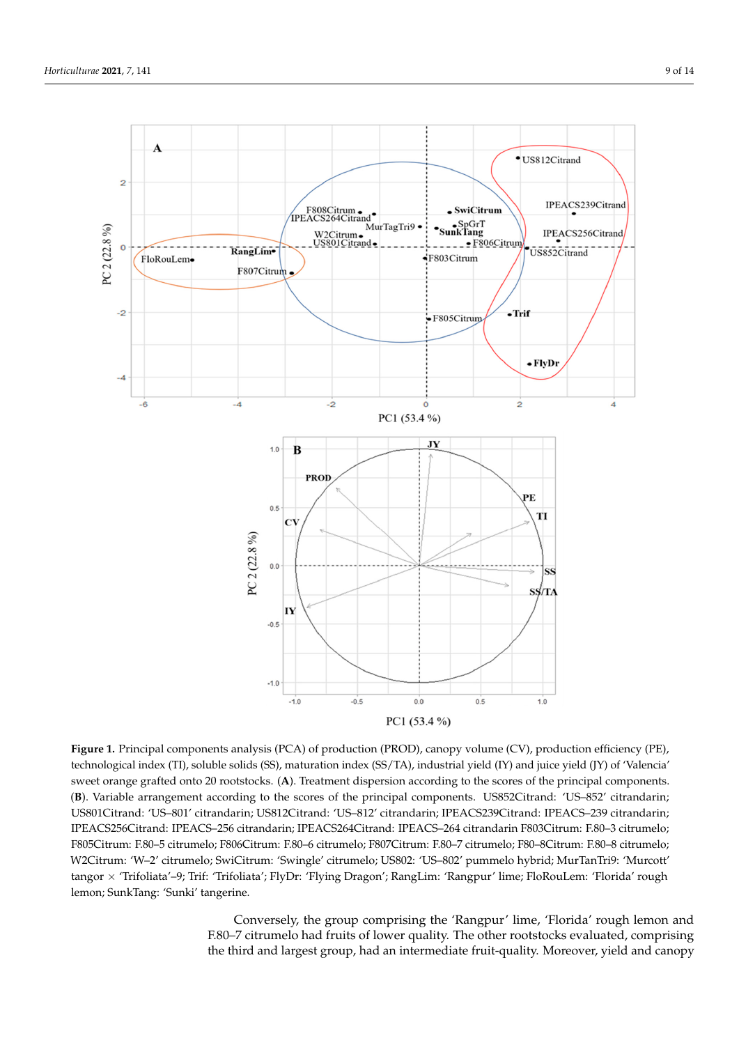**Figure 1.** Principal components analysis (PCA) of production (PROD), canopy volume (CV), production efficiency (PE), technological index (TI), soluble solids (SS), maturation index (SS/TA), industrial yield (IY) and juice yield (JY) of 'Valencia' sweet orange grafted onto 20 rootstocks. (**A**). Treatment dispersion according to the scores of the principal components. (**B**). Variable arrangement according to the scores of the principal components. US852Citrand: 'US–852' citrandarin; US801Citrand: 'US–801' citrandarin; US812Citrand: 'US–812' citrandarin; IPEACS239Citrand: IPEACS–239 citrandarin; IPEACS256Citrand: IPEACS–256 citrandarin; IPEACS264Citrand: IPEACS–264 citrandarin F803Citrum: F.80–3 citrumelo; F805Citrum: F.80–5 citrumelo; F806Citrum: F.80–6 citrumelo; F807Citrum: F.80–7 citrumelo; F80–8Citrum: F.80–8 citrumelo; W2Citrum: 'W–2' citrumelo; SwiCitrum: 'Swingle' citrumelo; US802: 'US–802' pummelo hybrid; MurTanTri9: 'Murcott' tangor × 'Trifoliata'–9; Trif: 'Trifoliata'; FlyDr: 'Flying Dragon'; RangLim: 'Rangpur' lime; FloRouLem: 'Florida' rough lemon; SunkTang: 'Sunki' tangerine.

Conversely, the group comprising the 'Rangpur' lime, 'Florida' rough lemon and F.80–7 citrumelo had fruits of lower quality. The other rootstocks evaluated, comprising the third and largest group, had an intermediate fruit-quality. Moreover, yield and canopy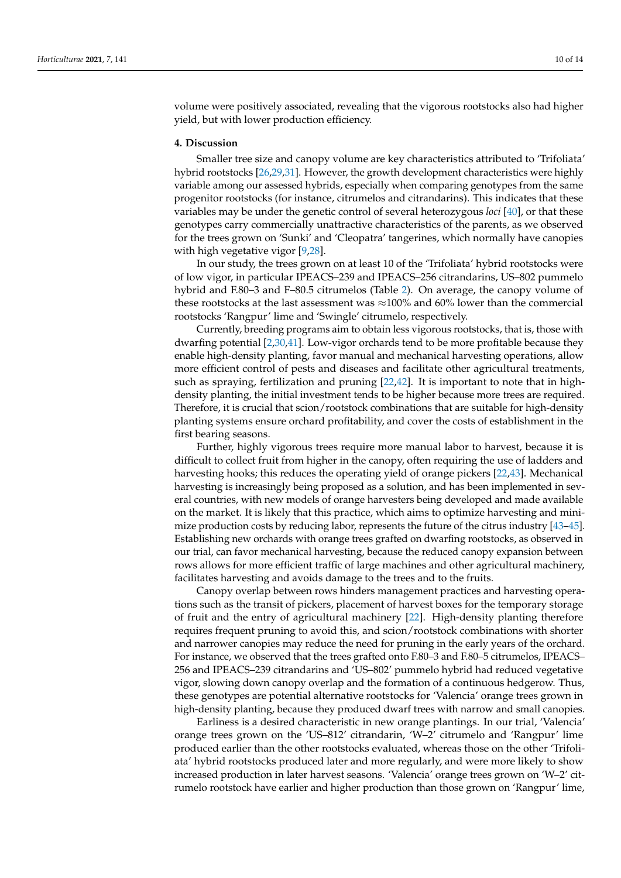volume were positively associated, revealing that the vigorous rootstocks also had higher yield, but with lower production efficiency.

## 4. Discussion

Smaller tree size and canopy volume are key characteristics attributed to 'Trifoliata' hybrid rootstocks [26,29,31]. However, the growth development characteristics were highly variable among our assessed hybrids, especially when comparing genotypes from the same progenitor rootstocks (for instance, citrumelos and citrandarins). This indicates that these variables may be under the genetic control of several heterozygous *loci* [40], or that these genotypes carry commercially unattractive characteristics of the parents, as we observed for the trees grown on 'Sunki' and 'Cleopatra' tangerines, which normally have canopies with high vegetative vigor [9,28].

In our study, the trees grown on at least 10 of the 'Trifoliata' hybrid rootstocks were of low vigor, in particular IPEACS–239 and IPEACS–256 citrandarins, US–802 pummelo hybrid and F.80–3 and F–80.5 citrumelos (Table 2). On average, the canopy volume of these rootstocks at the last assessment was $\approx$100% and 60% lower than the commercial rootstocks 'Rangpur' lime and 'Swingle' citrumelo, respectively.

Currently, breeding programs aim to obtain less vigorous rootstocks, that is, those with dwarfing potential [2,30,41]. Low-vigor orchards tend to be more profitable because they enable high-density planting, favor manual and mechanical harvesting operations, allow more efficient control of pests and diseases and facilitate other agricultural treatments, such as spraying, fertilization and pruning [22,42]. It is important to note that in high-density planting, the initial investment tends to be higher because more trees are required. Therefore, it is crucial that scion/rootstock combinations that are suitable for high-density planting systems ensure orchard profitability, and cover the costs of establishment in the first bearing seasons.

Further, highly vigorous trees require more manual labor to harvest, because it is difficult to collect fruit from higher in the canopy, often requiring the use of ladders and harvesting hooks; this reduces the operating yield of orange pickers [22,43]. Mechanical harvesting is increasingly being proposed as a solution, and has been implemented in several countries, with new models of orange harvesters being developed and made available on the market. It is likely that this practice, which aims to optimize harvesting and minimize production costs by reducing labor, represents the future of the citrus industry [43–45]. Establishing new orchards with orange trees grafted on dwarfing rootstocks, as observed in our trial, can favor mechanical harvesting, because the reduced canopy expansion between rows allows for more efficient traffic of large machines and other agricultural machinery, facilitates harvesting and avoids damage to the trees and to the fruits.

Canopy overlap between rows hinders management practices and harvesting operations such as the transit of pickers, placement of harvest boxes for the temporary storage of fruit and the entry of agricultural machinery [22]. High-density planting therefore requires frequent pruning to avoid this, and scion/rootstock combinations with shorter and narrower canopies may reduce the need for pruning in the early years of the orchard. For instance, we observed that the trees grafted onto F.80–3 and F.80–5 citrumelos, IPEACS–256 and IPEACS–239 citrandarins and 'US–802' pummelo hybrid had reduced vegetative vigor, slowing down canopy overlap and the formation of a continuous hedgerow. Thus, these genotypes are potential alternative rootstocks for 'Valencia' orange trees grown in high-density planting, because they produced dwarf trees with narrow and small canopies.

Earliness is a desired characteristic in new orange plantings. In our trial, 'Valencia' orange trees grown on the 'US–812' citrandarin, 'W–2' citrumelo and 'Rangpur' lime produced earlier than the other rootstocks evaluated, whereas those on the other 'Trifoliata' hybrid rootstocks produced later and more regularly, and were more likely to show increased production in later harvest seasons. 'Valencia' orange trees grown on 'W–2' citrumelo rootstock have earlier and higher production than those grown on 'Rangpur' lime,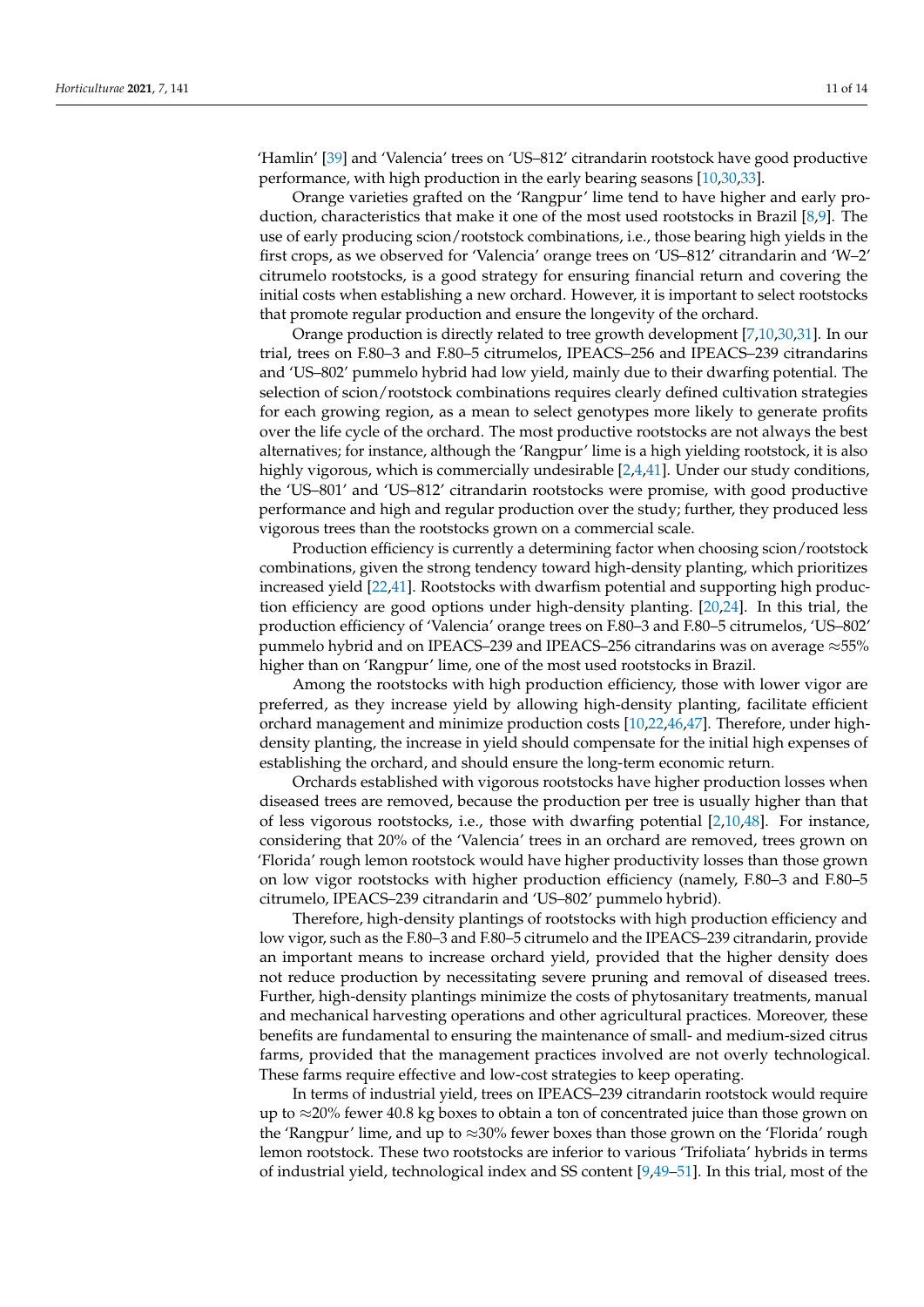'Hamlin' [39] and 'Valencia' trees on 'US–812' citrandarin rootstock have good productive performance, with high production in the early bearing seasons [10,30,33].

Orange varieties grafted on the 'Rangpur' lime tend to have higher and early production, characteristics that make it one of the most used rootstocks in Brazil [8,9]. The use of early producing scion/rootstock combinations, i.e., those bearing high yields in the first crops, as we observed for 'Valencia' orange trees on 'US–812' citrandarin and 'W–2' citrumelo rootstocks, is a good strategy for ensuring financial return and covering the initial costs when establishing a new orchard. However, it is important to select rootstocks that promote regular production and ensure the longevity of the orchard.

Orange production is directly related to tree growth development [7,10,30,31]. In our trial, trees on F.80–3 and F.80–5 citrumelos, IPEACS–256 and IPEACS–239 citrandarins and 'US–802' pummelo hybrid had low yield, mainly due to their dwarfing potential. The selection of scion/rootstock combinations requires clearly defined cultivation strategies for each growing region, as a mean to select genotypes more likely to generate profits over the life cycle of the orchard. The most productive rootstocks are not always the best alternatives; for instance, although the 'Rangpur' lime is a high yielding rootstock, it is also highly vigorous, which is commercially undesirable [2,4,41]. Under our study conditions, the 'US–801' and 'US–812' citrandarin rootstocks were promise, with good productive performance and high and regular production over the study; further, they produced less vigorous trees than the rootstocks grown on a commercial scale.

Production efficiency is currently a determining factor when choosing scion/rootstock combinations, given the strong tendency toward high-density planting, which prioritizes increased yield [22,41]. Rootstocks with dwarfism potential and supporting high production efficiency are good options under high-density planting. [20,24]. In this trial, the production efficiency of 'Valencia' orange trees on F.80–3 and F.80–5 citrumelos, 'US–802' pummelo hybrid and on IPEACS–239 and IPEACS–256 citrandarins was on average ≈55% higher than on 'Rangpur' lime, one of the most used rootstocks in Brazil.

Among the rootstocks with high production efficiency, those with lower vigor are preferred, as they increase yield by allowing high-density planting, facilitate efficient orchard management and minimize production costs [10,22,46,47]. Therefore, under high-density planting, the increase in yield should compensate for the initial high expenses of establishing the orchard, and should ensure the long-term economic return.

Orchards established with vigorous rootstocks have higher production losses when diseased trees are removed, because the production per tree is usually higher than that of less vigorous rootstocks, i.e., those with dwarfing potential [2,10,48]. For instance, considering that 20% of the 'Valencia' trees in an orchard are removed, trees grown on 'Florida' rough lemon rootstock would have higher productivity losses than those grown on low vigor rootstocks with higher production efficiency (namely, F.80–3 and F.80–5 citrumelo, IPEACS–239 citrandarin and 'US–802' pummelo hybrid).

Therefore, high-density plantings of rootstocks with high production efficiency and low vigor, such as the F.80–3 and F.80–5 citrumelo and the IPEACS–239 citrandarin, provide an important means to increase orchard yield, provided that the higher density does not reduce production by necessitating severe pruning and removal of diseased trees. Further, high-density plantings minimize the costs of phytosanitary treatments, manual and mechanical harvesting operations and other agricultural practices. Moreover, these benefits are fundamental to ensuring the maintenance of small- and medium-sized citrus farms, provided that the management practices involved are not overly technological. These farms require effective and low-cost strategies to keep operating.

In terms of industrial yield, trees on IPEACS–239 citrandarin rootstock would require up to ≈20% fewer 40.8 kg boxes to obtain a ton of concentrated juice than those grown on the 'Rangpur' lime, and up to ≈30% fewer boxes than those grown on the 'Florida' rough lemon rootstock. These two rootstocks are inferior to various 'Trifoliata' hybrids in terms of industrial yield, technological index and SS content [9,49–51]. In this trial, most of the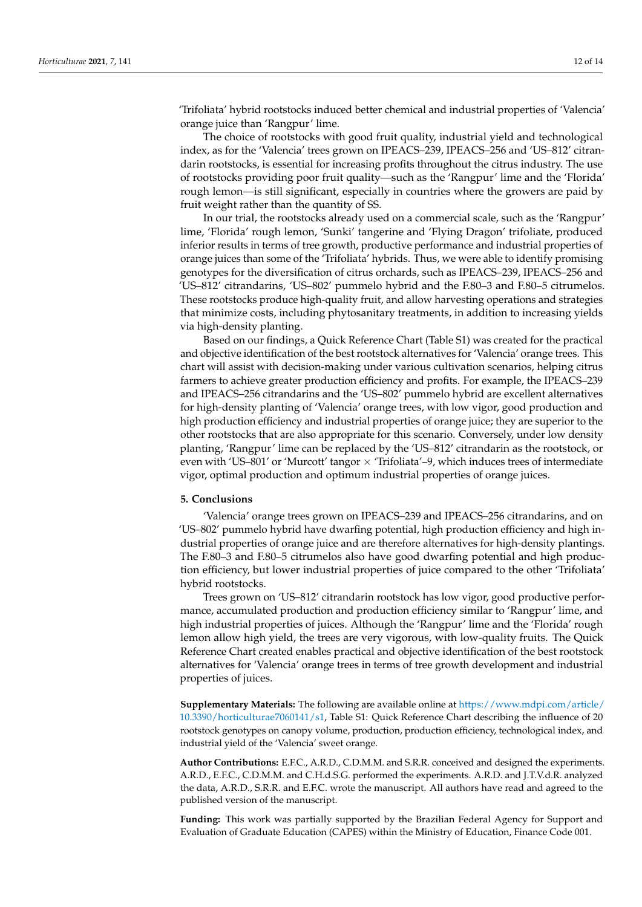'Trifoliata' hybrid rootstocks induced better chemical and industrial properties of 'Valencia' orange juice than 'Rangpur' lime.

The choice of rootstocks with good fruit quality, industrial yield and technological index, as for the 'Valencia' trees grown on IPEACS–239, IPEACS–256 and 'US–812' citrandarin rootstocks, is essential for increasing profits throughout the citrus industry. The use of rootstocks providing poor fruit quality—such as the 'Rangpur' lime and the 'Florida' rough lemon—is still significant, especially in countries where the growers are paid by fruit weight rather than the quantity of SS.

In our trial, the rootstocks already used on a commercial scale, such as the 'Rangpur' lime, 'Florida' rough lemon, 'Sunki' tangerine and 'Flying Dragon' trifoliate, produced inferior results in terms of tree growth, productive performance and industrial properties of orange juices than some of the 'Trifoliata' hybrids. Thus, we were able to identify promising genotypes for the diversification of citrus orchards, such as IPEACS–239, IPEACS–256 and 'US–812' citrandarins, 'US–802' pummelo hybrid and the F.80–3 and F.80–5 citrumelos. These rootstocks produce high-quality fruit, and allow harvesting operations and strategies that minimize costs, including phytosanitary treatments, in addition to increasing yields via high-density planting.

Based on our findings, a Quick Reference Chart (Table S1) was created for the practical and objective identification of the best rootstock alternatives for 'Valencia' orange trees. This chart will assist with decision-making under various cultivation scenarios, helping citrus farmers to achieve greater production efficiency and profits. For example, the IPEACS–239 and IPEACS–256 citrandarins and the 'US–802' pummelo hybrid are excellent alternatives for high-density planting of 'Valencia' orange trees, with low vigor, good production and high production efficiency and industrial properties of orange juice; they are superior to the other rootstocks that are also appropriate for this scenario. Conversely, under low density planting, 'Rangpur' lime can be replaced by the 'US–812' citrandarin as the rootstock, or even with 'US–801' or 'Murcott' tangor × 'Trifoliata'–9, which induces trees of intermediate vigor, optimal production and optimum industrial properties of orange juices.

## 5. Conclusions

'Valencia' orange trees grown on IPEACS–239 and IPEACS–256 citrandarins, and on 'US–802' pummelo hybrid have dwarfing potential, high production efficiency and high industrial properties of orange juice and are therefore alternatives for high-density plantings. The F.80–3 and F.80–5 citrumelos also have good dwarfing potential and high production efficiency, but lower industrial properties of juice compared to the other 'Trifoliata' hybrid rootstocks.

Trees grown on 'US–812' citrandarin rootstock has low vigor, good productive performance, accumulated production and production efficiency similar to 'Rangpur' lime, and high industrial properties of juices. Although the 'Rangpur' lime and the 'Florida' rough lemon allow high yield, the trees are very vigorous, with low-quality fruits. The Quick Reference Chart created enables practical and objective identification of the best rootstock alternatives for 'Valencia' orange trees in terms of tree growth development and industrial properties of juices.

**Supplementary Materials:** The following are available online at https://www.mdpi.com/article/10.3390/horticulturae7060141/s1, Table S1: Quick Reference Chart describing the influence of 20 rootstock genotypes on canopy volume, production, production efficiency, technological index, and industrial yield of the 'Valencia' sweet orange.

**Author Contributions:** E.F.C., A.R.D., C.D.M.M. and S.R.R. conceived and designed the experiments. A.R.D., E.F.C., C.D.M.M. and C.H.d.S.G. performed the experiments. A.R.D. and J.T.V.d.R. analyzed the data, A.R.D., S.R.R. and E.F.C. wrote the manuscript. All authors have read and agreed to the published version of the manuscript.

**Funding:** This work was partially supported by the Brazilian Federal Agency for Support and Evaluation of Graduate Education (CAPES) within the Ministry of Education, Finance Code 001.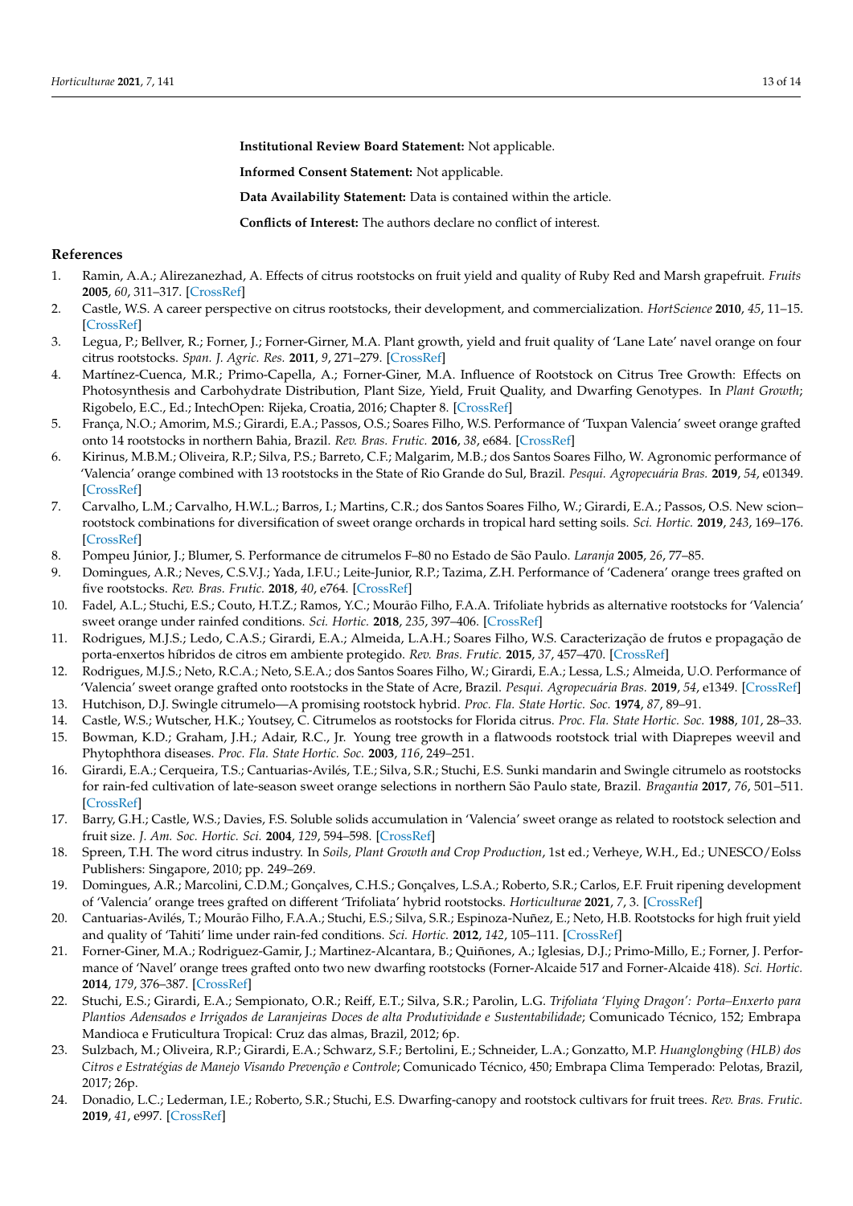**Institutional Review Board Statement:** Not applicable.

**Informed Consent Statement:** Not applicable.

**Data Availability Statement:** Data is contained within the article.

**Conflicts of Interest:** The authors declare no conflict of interest.

## References

1. Ramin, A.A.; Alirezanezhad, A. Effects of citrus rootstocks on fruit yield and quality of Ruby Red and Marsh grapefruit. *Fruits* **2005**, *60*, 311–317. [CrossRef]
2. Castle, W.S. A career perspective on citrus rootstocks, their development, and commercialization. *HortScience* **2010**, *45*, 11–15. [CrossRef]
3. Legua, P.; Bellver, R.; Forner, J.; Forner-Girner, M.A. Plant growth, yield and fruit quality of 'Lane Late' navel orange on four citrus rootstocks. *Span. J. Agric. Res.* **2011**, *9*, 271–279. [CrossRef]
4. Martínez-Cuenca, M.R.; Primo-Capella, A.; Forner-Giner, M.A. Influence of Rootstock on Citrus Tree Growth: Effects on Photosynthesis and Carbohydrate Distribution, Plant Size, Yield, Fruit Quality, and Dwarfing Genotypes. In *Plant Growth*; Rigobelo, E.C., Ed.; InTechOpen: Rijeka, Croatia, 2016; Chapter 8. [CrossRef]
5. França, N.O.; Amorim, M.S.; Girardi, E.A.; Passos, O.S.; Soares Filho, W.S. Performance of 'Tuxpan Valencia' sweet orange grafted onto 14 rootstocks in northern Bahia, Brazil. *Rev. Bras. Frutic.* **2016**, *38*, e684. [CrossRef]
6. Kirinus, M.B.M.; Oliveira, R.P.; Silva, P.S.; Barreto, C.F.; Malgarim, M.B.; dos Santos Soares Filho, W. Agronomic performance of 'Valencia' orange combined with 13 rootstocks in the State of Rio Grande do Sul, Brazil. *Pesqui. Agropecuária Bras.* **2019**, *54*, e01349. [CrossRef]
7. Carvalho, L.M.; Carvalho, H.W.L.; Barros, I.; Martins, C.R.; dos Santos Soares Filho, W.; Girardi, E.A.; Passos, O.S. New scion–rootstock combinations for diversification of sweet orange orchards in tropical hard setting soils. *Sci. Hortic.* **2019**, *243*, 169–176. [CrossRef]
8. Pompeu Júnior, J.; Blumer, S. Performance de citrumelos F–80 no Estado de São Paulo. *Laranja* **2005**, *26*, 77–85.
9. Domingues, A.R.; Neves, C.S.V.J.; Yada, I.F.U.; Leite-Junior, R.P.; Tazima, Z.H. Performance of 'Cadenera' orange trees grafted on five rootstocks. *Rev. Bras. Frutic.* **2018**, *40*, e764. [CrossRef]
10. Fadel, A.L.; Stuchi, E.S.; Couto, H.T.Z.; Ramos, Y.C.; Mourão Filho, F.A.A. Trifoliate hybrids as alternative rootstocks for 'Valencia' sweet orange under rainfed conditions. *Sci. Hortic.* **2018**, *235*, 397–406. [CrossRef]
11. Rodrigues, M.J.S.; Ledo, C.A.S.; Girardi, E.A.; Almeida, L.A.H.; Soares Filho, W.S. Caracterização de frutos e propagação de porta-enxertos híbridos de citros em ambiente protegido. *Rev. Bras. Frutic.* **2015**, *37*, 457–470. [CrossRef]
12. Rodrigues, M.J.S.; Neto, R.C.A.; Neto, S.E.A.; dos Santos Soares Filho, W.; Girardi, E.A.; Lessa, L.S.; Almeida, U.O. Performance of 'Valencia' sweet orange grafted onto rootstocks in the State of Acre, Brazil. *Pesqui. Agropecuária Bras.* **2019**, *54*, e1349. [CrossRef]
13. Hutchison, D.J. Swingle citrumelo—A promising rootstock hybrid. *Proc. Fla. State Hortic. Soc.* **1974**, *87*, 89–91.
14. Castle, W.S.; Wutscher, H.K.; Youtsey, C. Citrumelos as rootstocks for Florida citrus. *Proc. Fla. State Hortic. Soc.* **1988**, *101*, 28–33.
15. Bowman, K.D.; Graham, J.H.; Adair, R.C., Jr. Young tree growth in a flatwoods rootstock trial with Diaprepes weevil and Phytophthora diseases. *Proc. Fla. State Hortic. Soc.* **2003**, *116*, 249–251.
16. Girardi, E.A.; Cerqueira, T.S.; Cantuarias-Avilés, T.E.; Silva, S.R.; Stuchi, E.S. Sunki mandarin and Swingle citrumelo as rootstocks for rain-fed cultivation of late-season sweet orange selections in northern São Paulo state, Brazil. *Bragantia* **2017**, *76*, 501–511. [CrossRef]
17. Barry, G.H.; Castle, W.S.; Davies, F.S. Soluble solids accumulation in 'Valencia' sweet orange as related to rootstock selection and fruit size. *J. Am. Soc. Hortic. Sci.* **2004**, *129*, 594–598. [CrossRef]
18. Spreen, T.H. The word citrus industry. In *Soils, Plant Growth and Crop Production*, 1st ed.; Verheye, W.H., Ed.; UNESCO/Eolss Publishers: Singapore, 2010; pp. 249–269.
19. Domingues, A.R.; Marcolini, C.D.M.; Gonçalves, C.H.S.; Gonçalves, L.S.A.; Roberto, S.R.; Carlos, E.F. Fruit ripening development of 'Valencia' orange trees grafted on different 'Trifoliata' hybrid rootstocks. *Horticulturae* **2021**, *7*, 3. [CrossRef]
20. Cantuarias-Avilés, T.; Mourão Filho, F.A.A.; Stuchi, E.S.; Silva, S.R.; Espinoza-Nuñez, E.; Neto, H.B. Rootstocks for high fruit yield and quality of 'Tahiti' lime under rain-fed conditions. *Sci. Hortic.* **2012**, *142*, 105–111. [CrossRef]
21. Forner-Giner, M.A.; Rodriguez-Gamir, J.; Martinez-Alcantara, B.; Quiñones, A.; Iglesias, D.J.; Primo-Millo, E.; Forner, J. Performance of 'Navel' orange trees grafted onto two new dwarfing rootstocks (Forner-Alcaide 517 and Forner-Alcaide 418). *Sci. Hortic.* **2014**, *179*, 376–387. [CrossRef]
22. Stuchi, E.S.; Girardi, E.A.; Sempionato, O.R.; Reiff, E.T.; Silva, S.R.; Parolin, L.G. *Trifoliata 'Flying Dragon': Porta–Enxerto para Plantios Adensados e Irrigados de Laranjeiras Doces de alta Produtividade e Sustentabilidade*; Comunicado Técnico, 152; Embrapa Mandioca e Fruticultura Tropical: Cruz das almas, Brazil, 2012; 6p.
23. Sulzbach, M.; Oliveira, R.P.; Girardi, E.A.; Schwarz, S.F.; Bertolini, E.; Schneider, L.A.; Gonzatto, M.P. *Huanglongbing (HLB) dos Citros e Estratégias de Manejo Visando Prevenção e Controle*; Comunicado Técnico, 450; Embrapa Clima Temperado: Pelotas, Brazil, 2017; 26p.
24. Donadio, L.C.; Lederman, I.E.; Roberto, S.R.; Stuchi, E.S. Dwarfing-canopy and rootstock cultivars for fruit trees. *Rev. Bras. Frutic.* **2019**, *41*, e997. [CrossRef]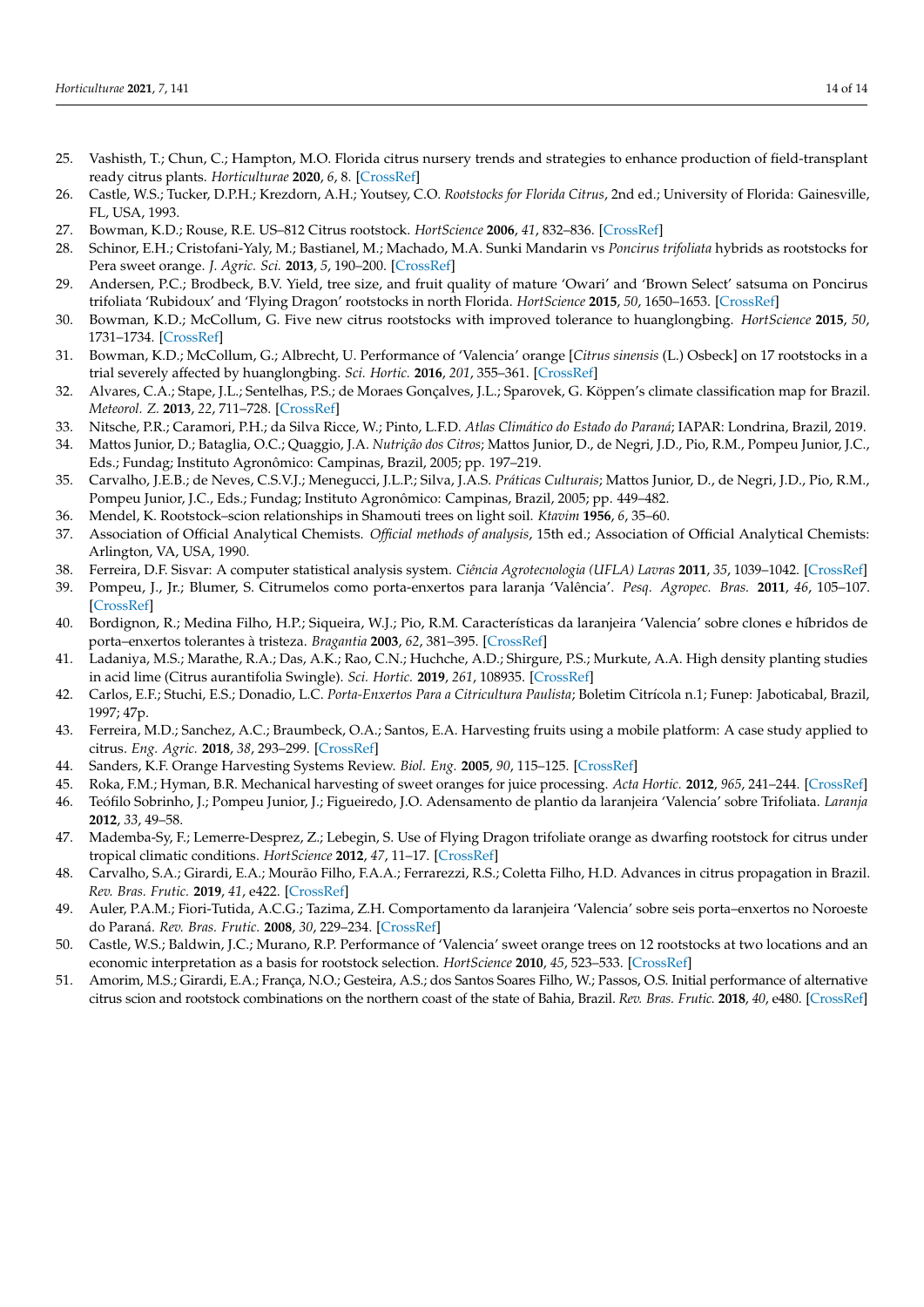25. Vashisth, T.; Chun, C.; Hampton, M.O. Florida citrus nursery trends and strategies to enhance production of field-transplant ready citrus plants. *Horticulturae* **2020**, *6*, 8. [CrossRef]
26. Castle, W.S.; Tucker, D.P.H.; Krezdorn, A.H.; Youtsey, C.O. *Rootstocks for Florida Citrus*, 2nd ed.; University of Florida: Gainesville, FL, USA, 1993.
27. Bowman, K.D.; Rouse, R.E. US–812 Citrus rootstock. *HortScience* **2006**, *41*, 832–836. [CrossRef]
28. Schinor, E.H.; Cristofani-Yaly, M.; Bastianel, M.; Machado, M.A. Sunki Mandarin vs *Poncirus trifoliata* hybrids as rootstocks for Pera sweet orange. *J. Agric. Sci.* **2013**, *5*, 190–200. [CrossRef]
29. Andersen, P.C.; Brodbeck, B.V. Yield, tree size, and fruit quality of mature 'Owari' and 'Brown Select' satsuma on Poncirus trifoliata 'Rubidoux' and 'Flying Dragon' rootstocks in north Florida. *HortScience* **2015**, *50*, 1650–1653. [CrossRef]
30. Bowman, K.D.; McCollum, G. Five new citrus rootstocks with improved tolerance to huanglongbing. *HortScience* **2015**, *50*, 1731–1734. [CrossRef]
31. Bowman, K.D.; McCollum, G.; Albrecht, U. Performance of 'Valencia' orange [*Citrus sinensis* (L.) Osbeck] on 17 rootstocks in a trial severely affected by huanglongbing. *Sci. Hortic.* **2016**, *201*, 355–361. [CrossRef]
32. Alvares, C.A.; Stape, J.L.; Sentelhas, P.S.; de Moraes Gonçalves, J.L.; Sparovek, G. Köppen's climate classification map for Brazil. *Meteorol. Z.* **2013**, *22*, 711–728. [CrossRef]
33. Nitsche, P.R.; Caramori, P.H.; da Silva Ricce, W.; Pinto, L.F.D. *Atlas Climático do Estado do Paraná*; IAPAR: Londrina, Brazil, 2019.
34. Mattos Junior, D.; Bataglia, O.C.; Quaggio, J.A. *Nutrição dos Citros*; Mattos Junior, D., de Negri, J.D., Pio, R.M., Pompeu Junior, J.C., Eds.; Fundag; Instituto Agronômico: Campinas, Brazil, 2005; pp. 197–219.
35. Carvalho, J.E.B.; de Neves, C.S.V.J.; Menegucci, J.L.P.; Silva, J.A.S. *Práticas Culturais*; Mattos Junior, D., de Negri, J.D., Pio, R.M., Pompeu Junior, J.C., Eds.; Fundag; Instituto Agronômico: Campinas, Brazil, 2005; pp. 449–482.
36. Mendel, K. Rootstock–scion relationships in Shamouti trees on light soil. *Ktavim* **1956**, *6*, 35–60.
37. Association of Official Analytical Chemists. *Official methods of analysis*, 15th ed.; Association of Official Analytical Chemists: Arlington, VA, USA, 1990.
38. Ferreira, D.F. Sisvar: A computer statistical analysis system. *Ciência Agrotecnologia (UFLA) Lavras* **2011**, *35*, 1039–1042. [CrossRef]
39. Pompeu, J., Jr.; Blumer, S. Citrumelos como porta-enxertos para laranja 'Valência'. *Pesq. Agropec. Bras.* **2011**, *46*, 105–107. [CrossRef]
40. Bordignon, R.; Medina Filho, H.P.; Siqueira, W.J.; Pio, R.M. Características da laranjeira 'Valencia' sobre clones e híbridos de porta–enxertos tolerantes à tristeza. *Bragantia* **2003**, *62*, 381–395. [CrossRef]
41. Ladaniya, M.S.; Marathe, R.A.; Das, A.K.; Rao, C.N.; Huchche, A.D.; Shirgure, P.S.; Murkute, A.A. High density planting studies in acid lime (Citrus aurantifolia Swingle). *Sci. Hortic.* **2019**, *261*, 108935. [CrossRef]
42. Carlos, E.F.; Stuchi, E.S.; Donadio, L.C. *Porta-Enxertos Para a Citricultura Paulista*; Boletim Citrícola n.1; Funep: Jaboticabal, Brazil, 1997; 47p.
43. Ferreira, M.D.; Sanchez, A.C.; Braumbeck, O.A.; Santos, E.A. Harvesting fruits using a mobile platform: A case study applied to citrus. *Eng. Agric.* **2018**, *38*, 293–299. [CrossRef]
44. Sanders, K.F. Orange Harvesting Systems Review. *Biol. Eng.* **2005**, *90*, 115–125. [CrossRef]
45. Roka, F.M.; Hyman, B.R. Mechanical harvesting of sweet oranges for juice processing. *Acta Hortic.* **2012**, *965*, 241–244. [CrossRef]
46. Teófilo Sobrinho, J.; Pompeu Junior, J.; Figueiredo, J.O. Adensamento de plantio da laranjeira 'Valencia' sobre Trifoliata. *Laranja* **2012**, *33*, 49–58.
47. Mademba-Sy, F.; Lemerre-Desprez, Z.; Lebegin, S. Use of Flying Dragon trifoliate orange as dwarfing rootstock for citrus under tropical climatic conditions. *HortScience* **2012**, *47*, 11–17. [CrossRef]
48. Carvalho, S.A.; Girardi, E.A.; Mourão Filho, F.A.A.; Ferrarezzi, R.S.; Coletta Filho, H.D. Advances in citrus propagation in Brazil. *Rev. Bras. Frutic.* **2019**, *41*, e422. [CrossRef]
49. Auler, P.A.M.; Fiori-Tutida, A.C.G.; Tazima, Z.H. Comportamento da laranjeira 'Valencia' sobre seis porta–enxertos no Noroeste do Paraná. *Rev. Bras. Frutic.* **2008**, *30*, 229–234. [CrossRef]
50. Castle, W.S.; Baldwin, J.C.; Murano, R.P. Performance of 'Valencia' sweet orange trees on 12 rootstocks at two locations and an economic interpretation as a basis for rootstock selection. *HortScience* **2010**, *45*, 523–533. [CrossRef]
51. Amorim, M.S.; Girardi, E.A.; França, N.O.; Gesteira, A.S.; dos Santos Soares Filho, W.; Passos, O.S. Initial performance of alternative citrus scion and rootstock combinations on the northern coast of the state of Bahia, Brazil. *Rev. Bras. Frutic.* **2018**, *40*, e480. [CrossRef]